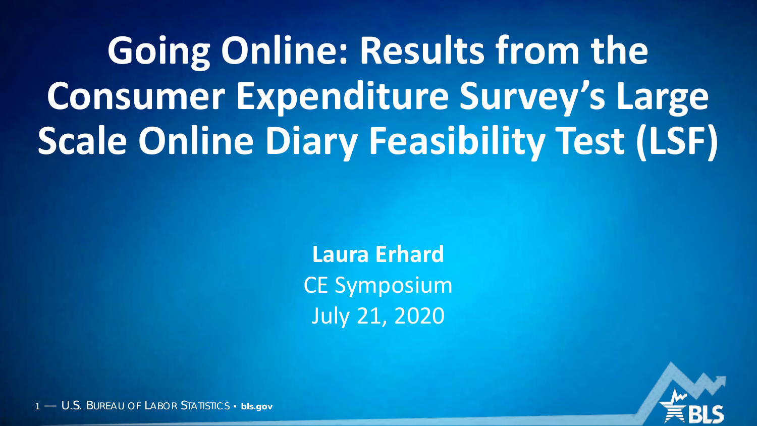# Going Online: Results from the Consumer Expenditure Survey's Large Scale Online Diary Feasibility Test (LSF)

**Laura Erhard**

CE Symposium

July 21, 2020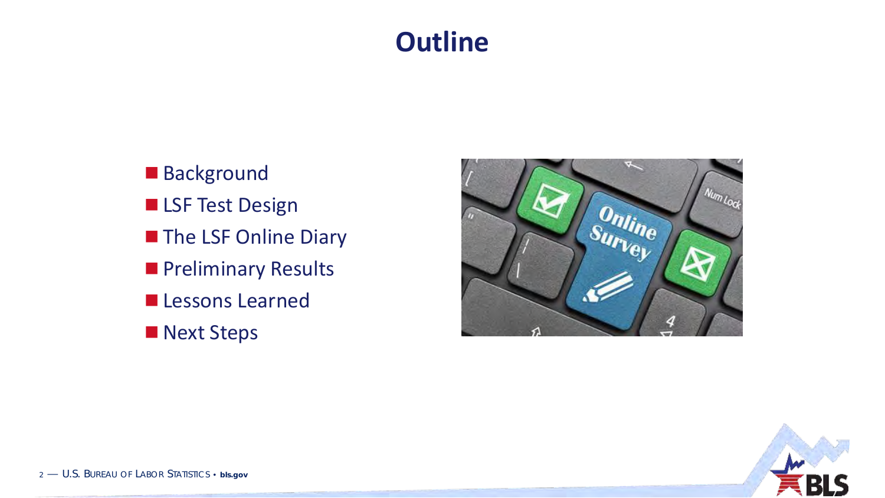# Outline

- Background
- LSF Test Design
- The LSF Online Diary
- Preliminary Results
- Lessons Learned
- Next Steps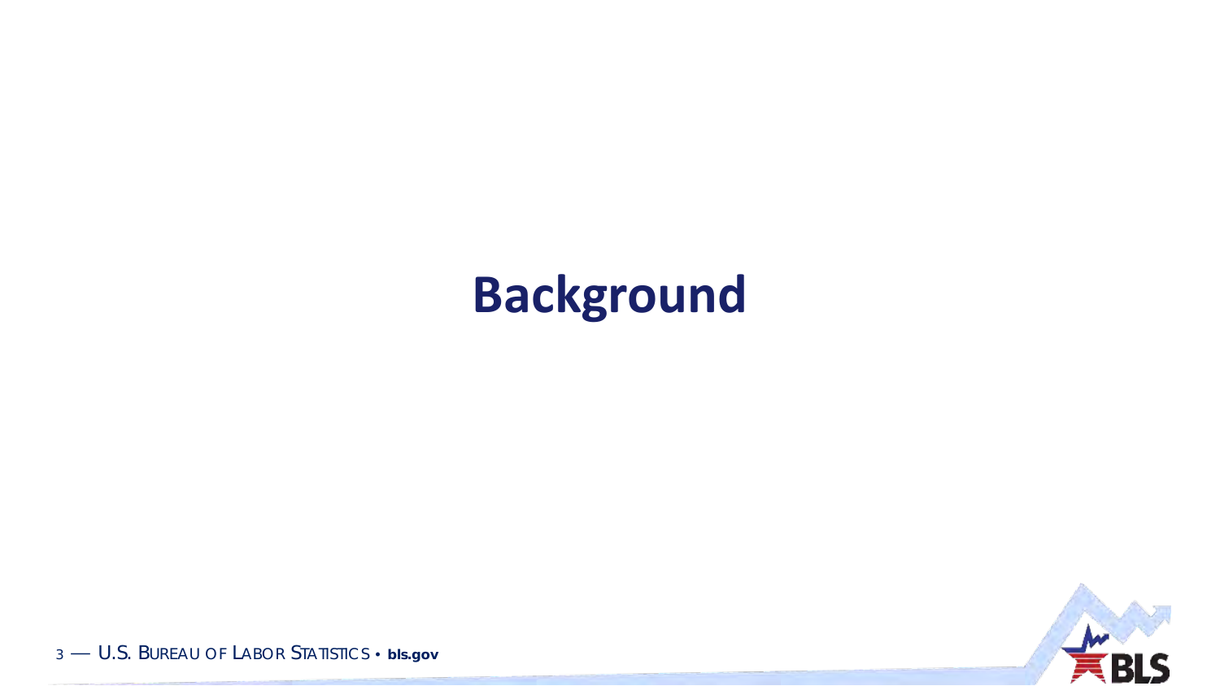# Background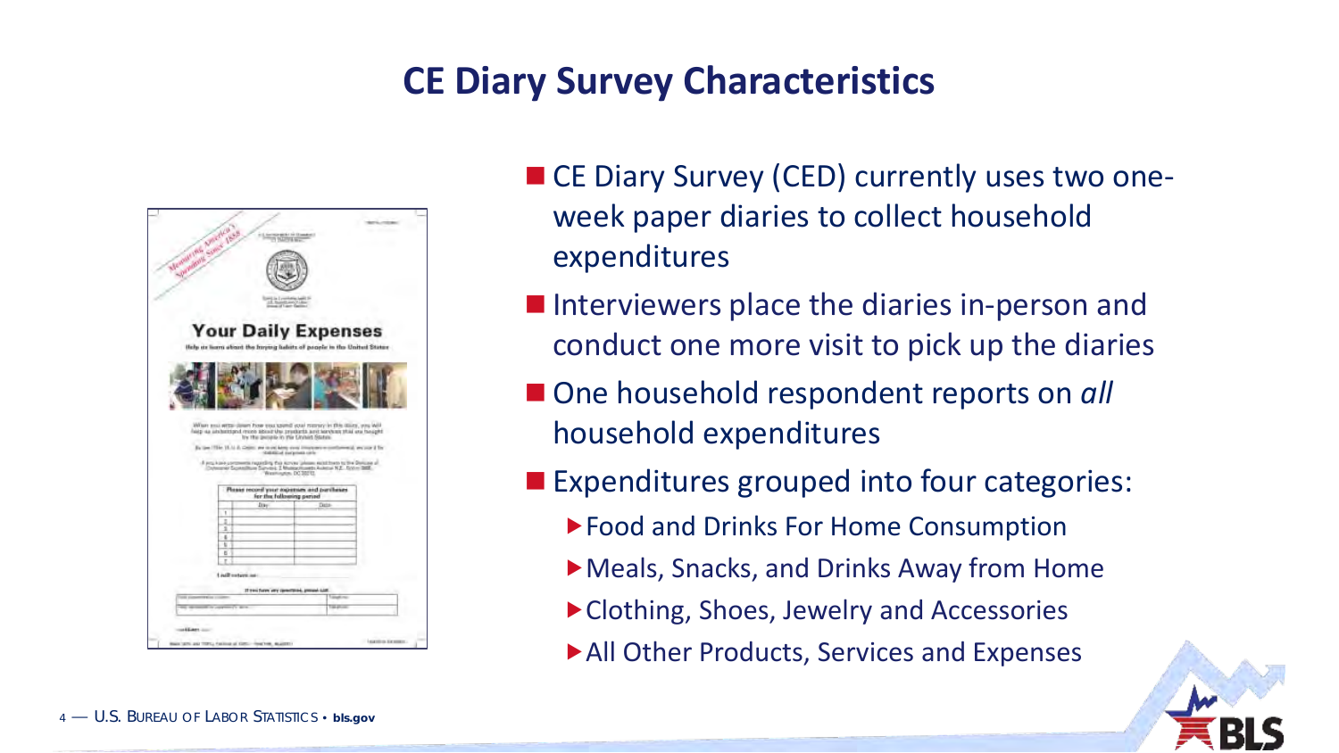# CE Diary Survey Characteristics

- CE Diary Survey (CED) currently uses two one-week paper diaries to collect household expenditures
- Interviewers place the diaries in-person and conduct one more visit to pick up the diaries
- One household respondent reports on *all* household expenditures
- Expenditures grouped into four categories:
  - Food and Drinks For Home Consumption
  - Meals, Snacks, and Drinks Away from Home
  - Clothing, Shoes, Jewelry and Accessories
  - All Other Products, Services and Expenses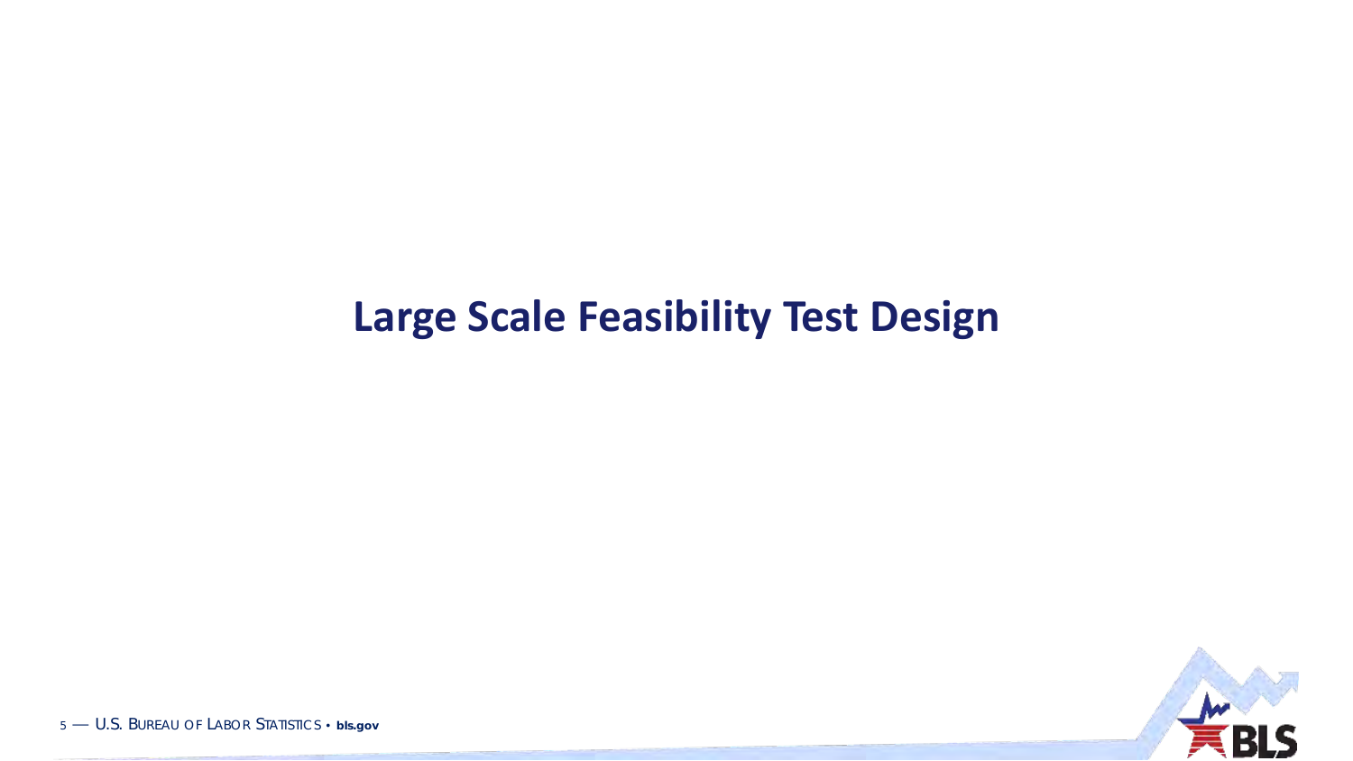# Large Scale Feasibility Test Design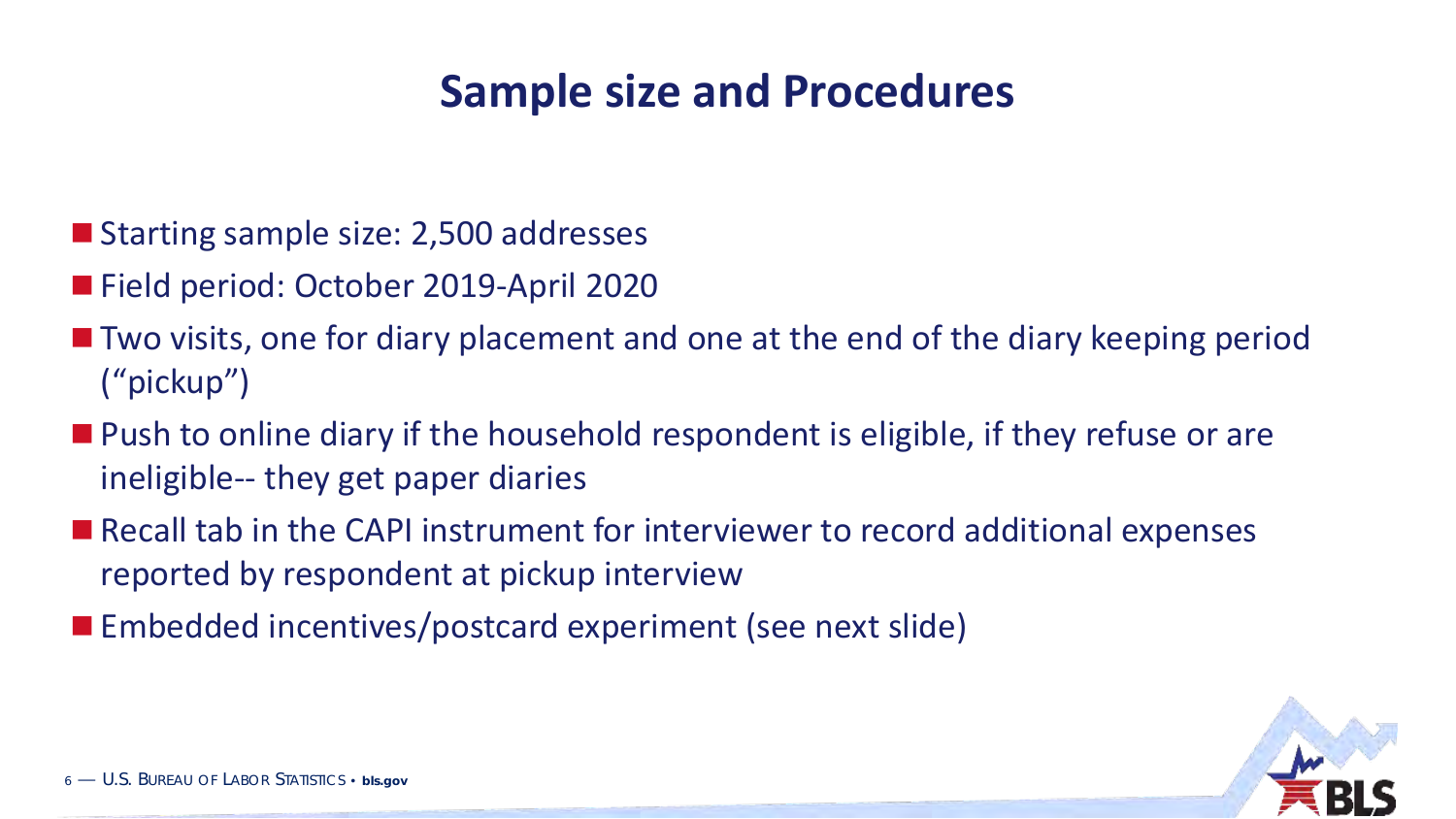# Sample size and Procedures

- Starting sample size: 2,500 addresses
- Field period: October 2019-April 2020
- Two visits, one for diary placement and one at the end of the diary keeping period ("pickup")
- Push to online diary if the household respondent is eligible, if they refuse or are ineligible-- they get paper diaries
- Recall tab in the CAPI instrument for interviewer to record additional expenses reported by respondent at pickup interview
- Embedded incentives/postcard experiment (see next slide)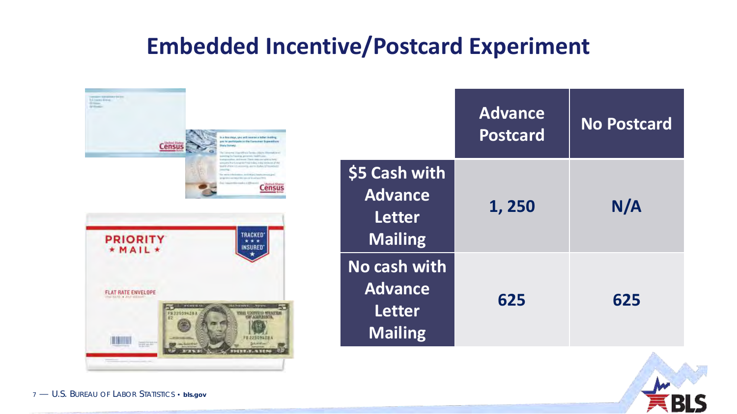# Embedded Incentive/Postcard Experiment

| | Advance Postcard | No Postcard |
|---|---|---|
| $5 Cash with Advance Letter Mailing | 1, 250 | N/A |
| No cash with Advance Letter Mailing | 625 | 625 |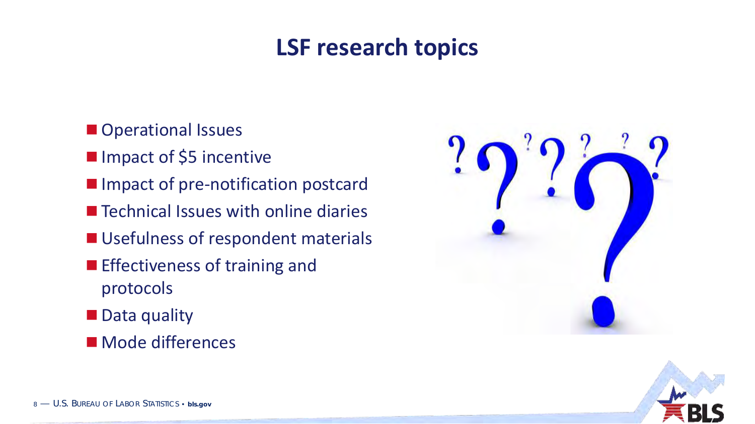# LSF research topics

- Operational Issues
- Impact of $5 incentive
- Impact of pre-notification postcard
- Technical Issues with online diaries
- Usefulness of respondent materials
- Effectiveness of training and protocols
- Data quality
- Mode differences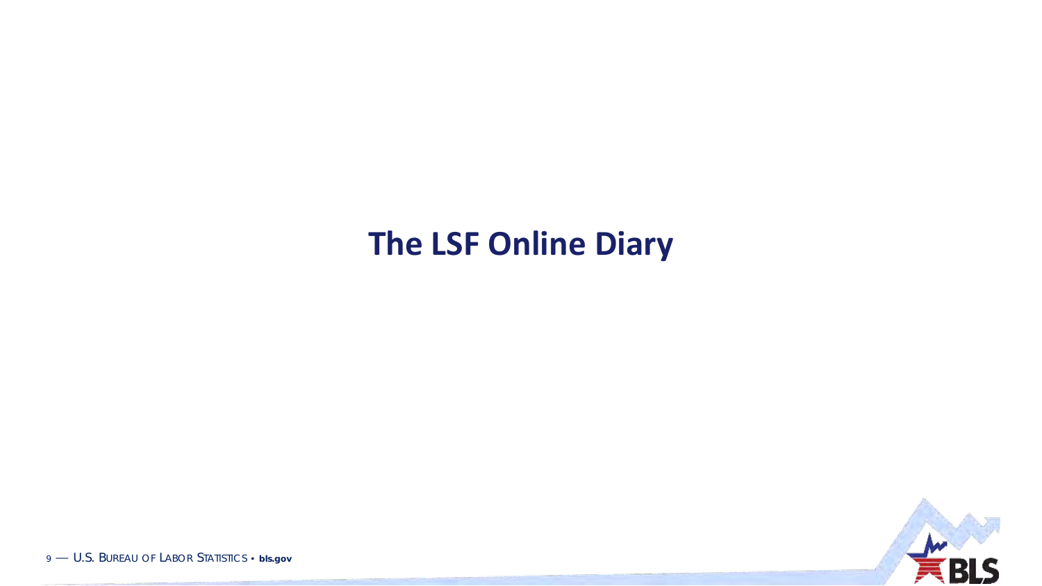# The LSF Online Diary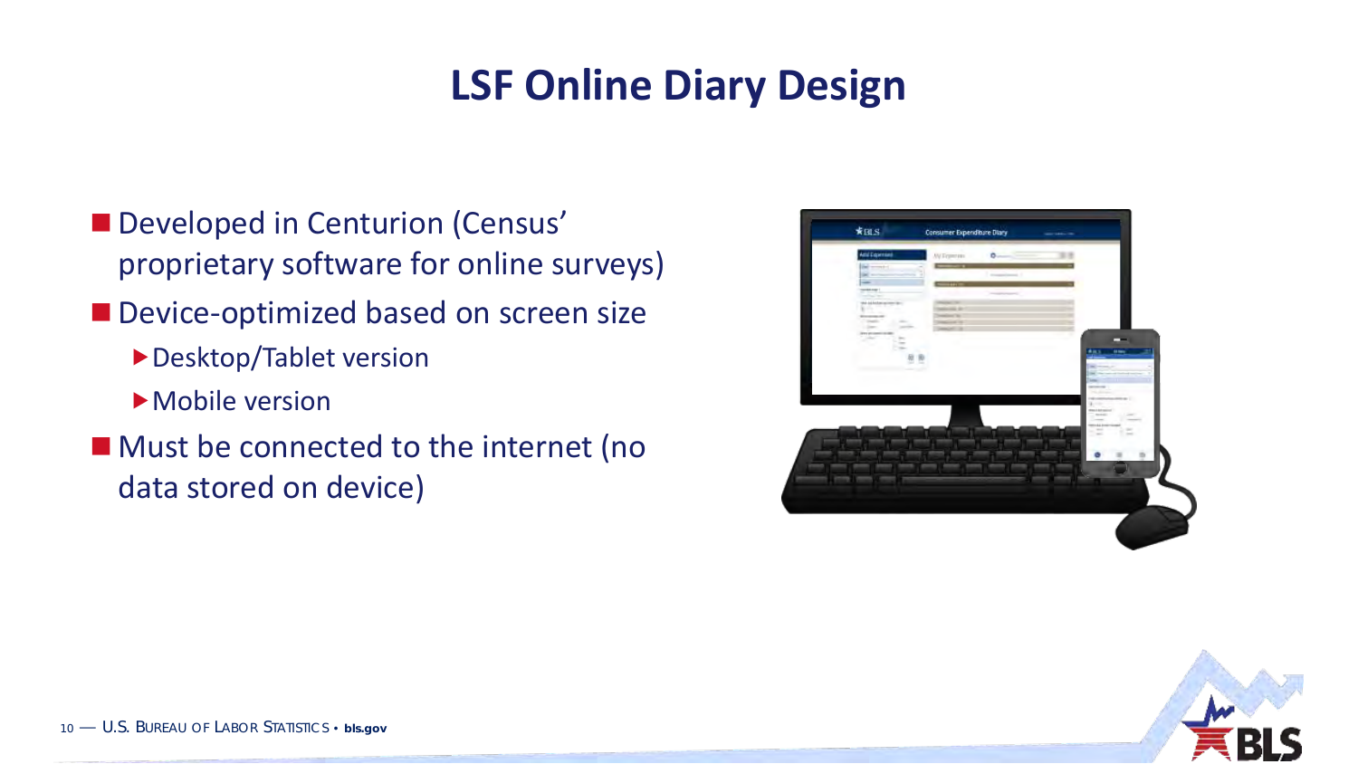# LSF Online Diary Design

- Developed in Centurion (Census' proprietary software for online surveys)
- Device-optimized based on screen size
  - Desktop/Tablet version
  - Mobile version
- Must be connected to the internet (no data stored on device)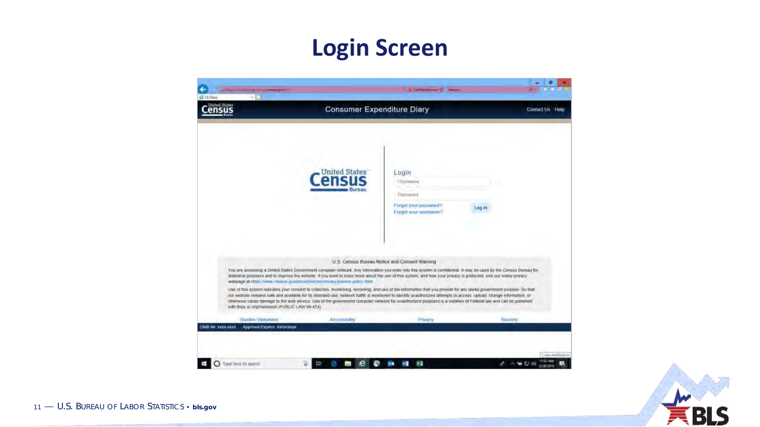# Login Screen

Consumer Expenditure Diary

Contact Us Help

United States Census Bureau

Login

Username

Password

Forgot your password?

Forgot your username?

Log in

U.S. Census Bureau Notice and Consent Warning

You are accessing a United States Government computer network. Any information you enter into this system is confidential. It may be used by the Census Bureau for statistical purposes and to improve the website. If you want to know more about the use of this system, and how your privacy is protected, visit our online privacy webpage at https://www.census.gov/about/policies/privacy/privacy-policy.html

Use of this system indicates your consent to collection, monitoring, recording, and use of the information that you provide for any lawful government purpose. So that our website remains safe and available for its intended use, network traffic is monitored to identify unauthorized attempts to access, upload, change information, or otherwise cause damage to the web service. Use of the government computer network for unauthorized purposes is a violation of Federal law and can be punished with fines or imprisonment (PUBLIC LAW 99-474).

Burden Statement | Accessibility | Privacy | Security

OMB No: xxxx-xxxx Approval Expires: xx/xx/xxxx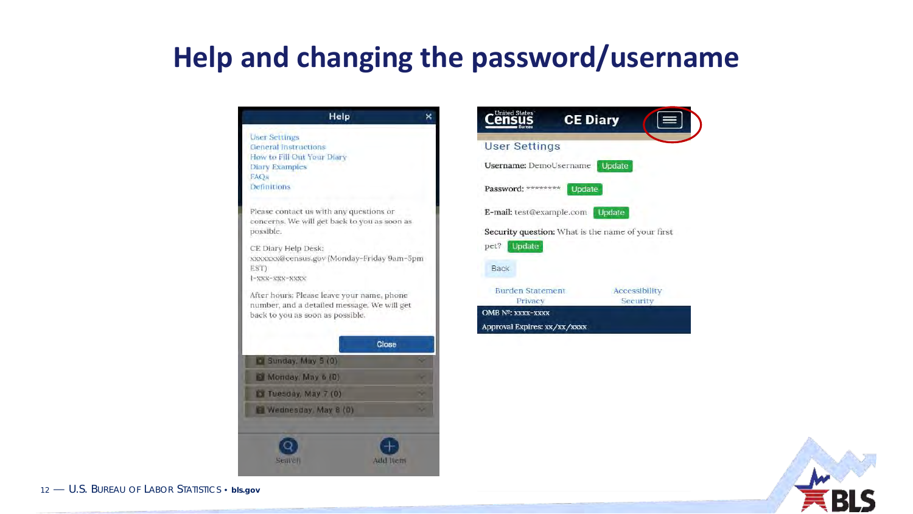# Help and changing the password/username

**Help**

User Settings
General Instructions
How to Fill Out Your Diary
Diary Examples
FAQs
Definitions

Please contact us with any questions or concerns. We will get back to you as soon as possible.

CE Diary Help Desk:
xxxxxxx@census.gov (Monday-Friday 9am-5pm EST)
1-xxx-xxx-xxxx

After hours: Please leave your name, phone number, and a detailed message. We will get back to you as soon as possible.

Close

Sunday, May 5 (0)
Monday, May 6 (0)
Tuesday, May 7 (0)
Wednesday, May 8 (0)

Search　Add Item

**United States Census Bureau — CE Diary**

**User Settings**

Username: DemoUsername Update

Password: ******** Update

E-mail: test@example.com Update

Security question: What is the name of your first pet? Update

Back

Burden Statement　Accessibility
Privacy　Security

OMB Nº: xxxx-xxxx
Approval Expires: xx/xx/xxxx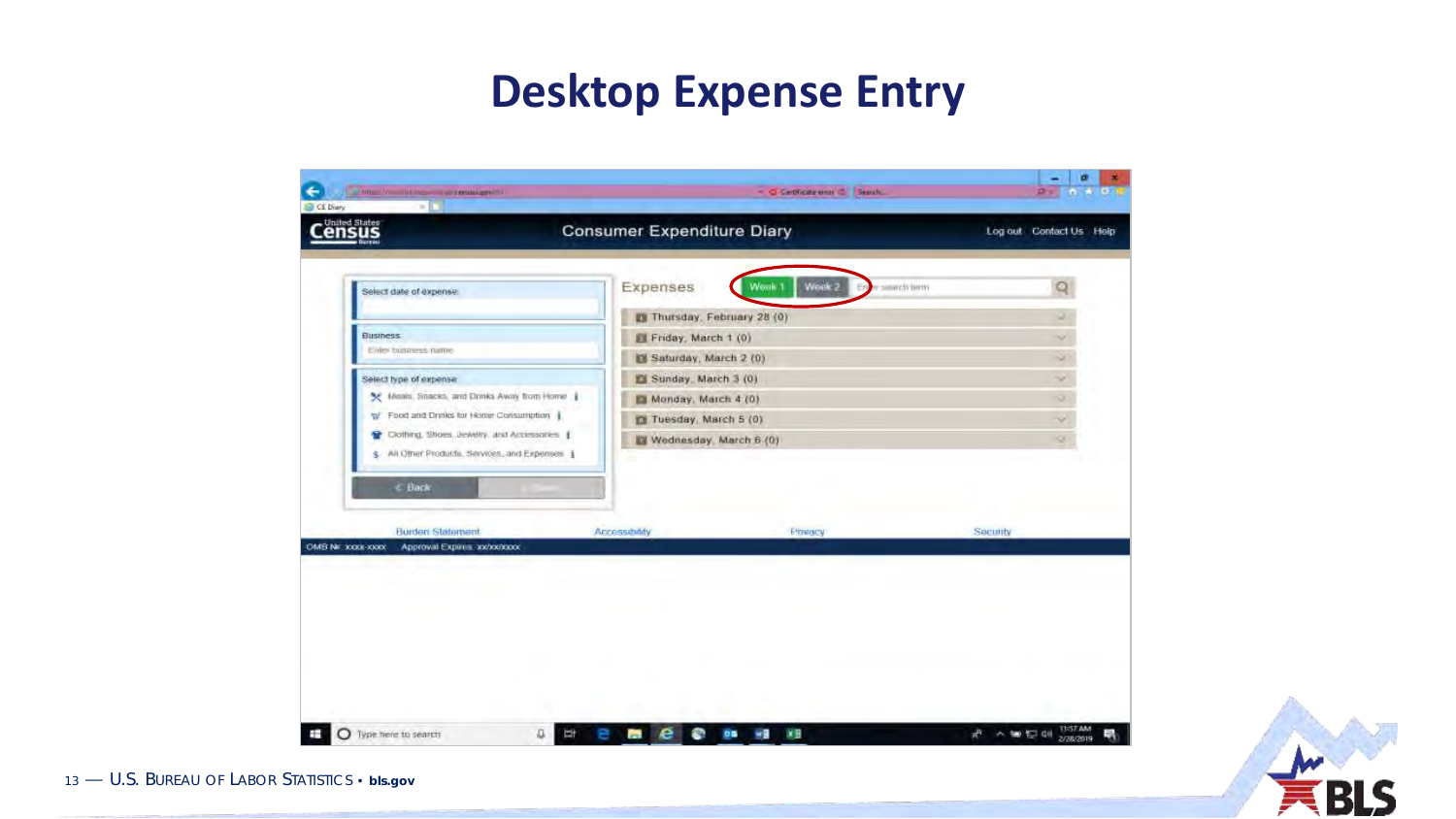# Desktop Expense Entry

Consumer Expenditure Diary

Log out Contact Us Help

Select date of expense:

Business:

Enter business name

Select type of expense

- Meals, Snacks, and Drinks Away from Home
- Food and Drinks for Home Consumption
- Clothing, Shoes, Jewelry, and Accessories
- All Other Products, Services, and Expenses

< Back

Expenses Week 1 Week 2

Enter search term

- Thursday, February 28 (0)
- Friday, March 1 (0)
- Saturday, March 2 (0)
- Sunday, March 3 (0)
- Monday, March 4 (0)
- Tuesday, March 5 (0)
- Wednesday, March 6 (0)

Burden Statement Accessibility Privacy Security

OMB No: xxxx-xxxx Approval Expires: xx/xx/xxxx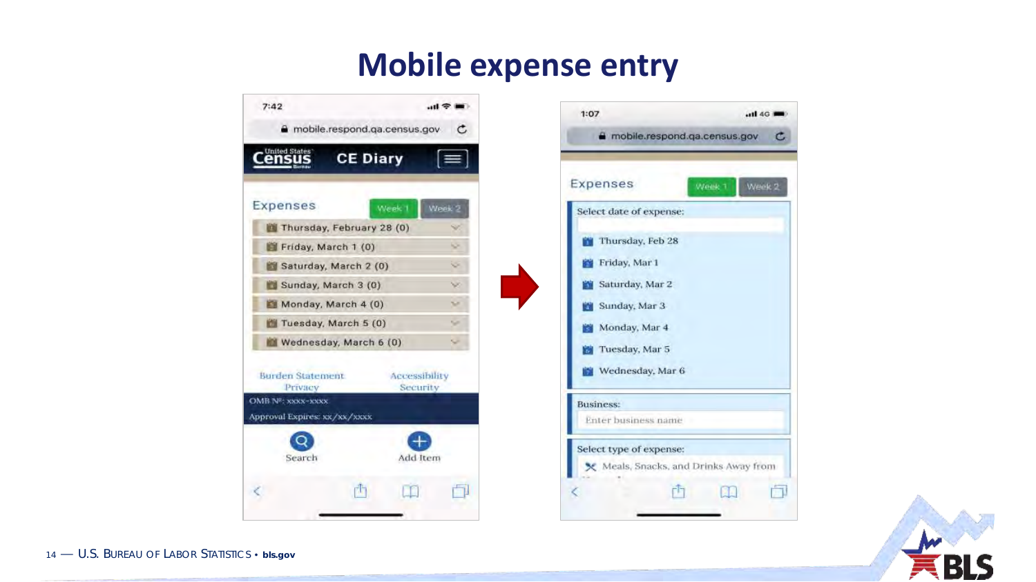# Mobile expense entry

7:42

mobile.respond.qa.census.gov

United States Census Bureau — CE Diary

Expenses — Week 1 | Week 2

- Thursday, February 28 (0)
- Friday, March 1 (0)
- Saturday, March 2 (0)
- Sunday, March 3 (0)
- Monday, March 4 (0)
- Tuesday, March 5 (0)
- Wednesday, March 6 (0)

Burden Statement | Accessibility
Privacy | Security

OMB Nº: xxxx-xxxx

Approval Expires: xx/xx/xxxx

Search | Add Item

1:07

mobile.respond.qa.census.gov

Expenses — Week 1 | Week 2

Select date of expense:

- Thursday, Feb 28
- Friday, Mar 1
- Saturday, Mar 2
- Sunday, Mar 3
- Monday, Mar 4
- Tuesday, Mar 5
- Wednesday, Mar 6

Business:

Enter business name

Select type of expense:

Meals, Snacks, and Drinks Away from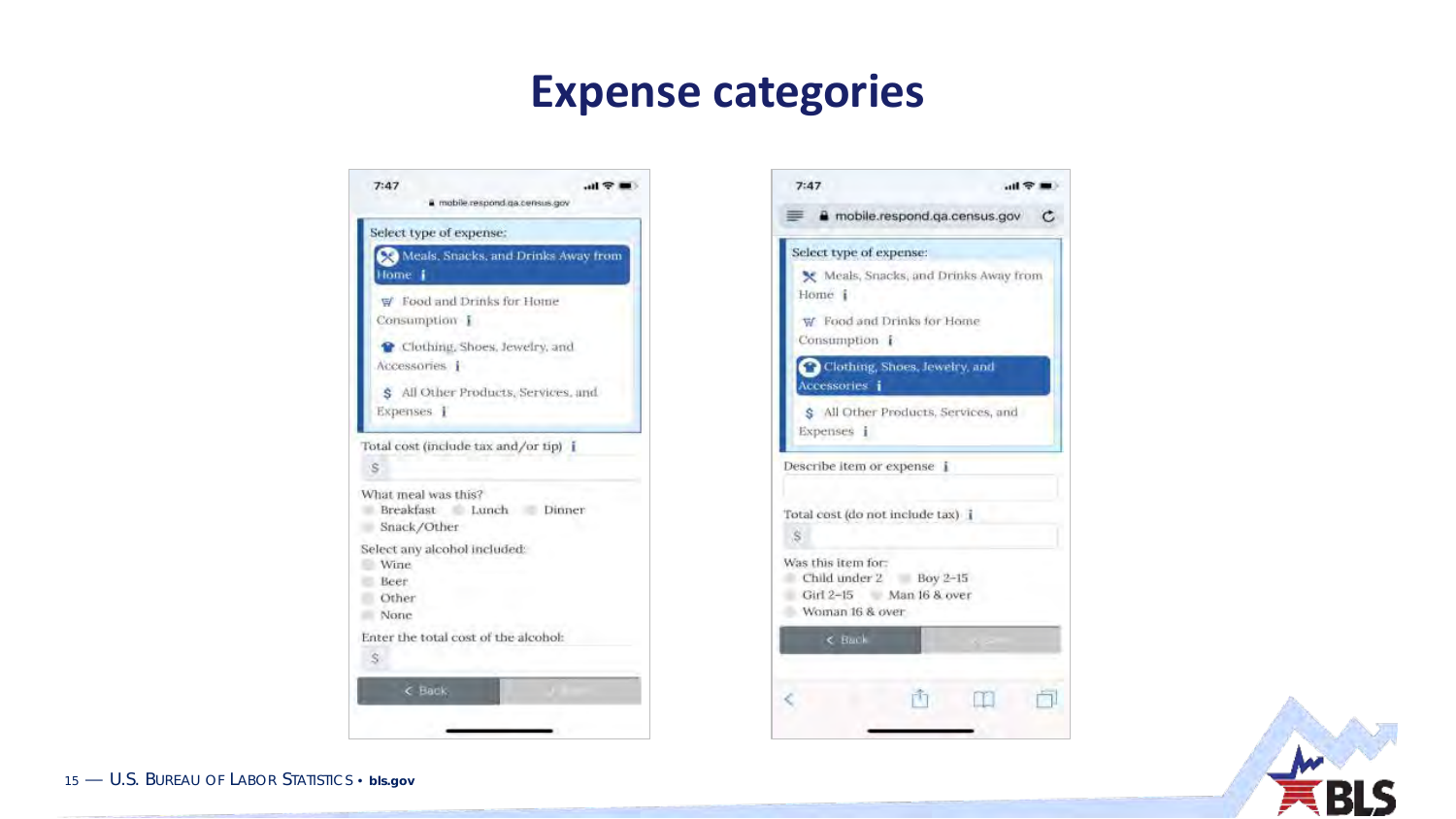# Expense categories

7:47

mobile.respond.qa.census.gov

Select type of expense:

- Meals, Snacks, and Drinks Away from Home
- Food and Drinks for Home Consumption
- Clothing, Shoes, Jewelry, and Accessories
- All Other Products, Services, and Expenses

Total cost (include tax and/or tip)

$

What meal was this?

- Breakfast
- Lunch
- Dinner
- Snack/Other

Select any alcohol included:

- Wine
- Beer
- Other
- None

Enter the total cost of the alcohol:

$

< Back

7:47

mobile.respond.qa.census.gov

Select type of expense:

- Meals, Snacks, and Drinks Away from Home
- Food and Drinks for Home Consumption
- Clothing, Shoes, Jewelry, and Accessories
- All Other Products, Services, and Expenses

Describe item or expense

Total cost (do not include tax)

$

Was this item for:

- Child under 2
- Boy 2-15
- Girl 2-15
- Man 16 & over
- Woman 16 & over

< Back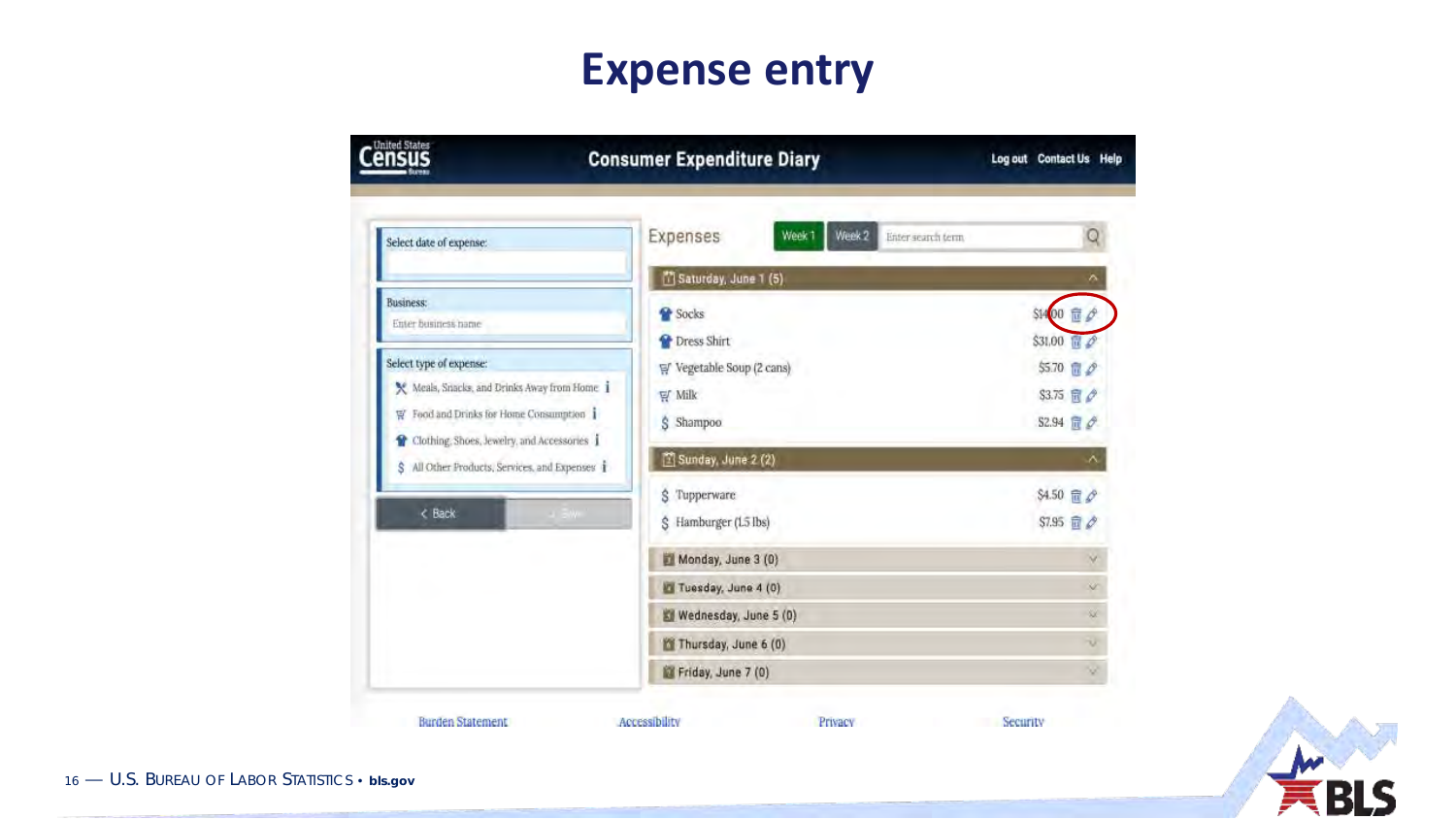# Expense entry

Consumer Expenditure Diary

Log out  Contact Us  Help

Select date of expense:

Business:

Enter business name

Select type of expense:

- Meals, Snacks, and Drinks Away from Home
- Food and Drinks for Home Consumption
- Clothing, Shoes, Jewelry, and Accessories
- All Other Products, Services, and Expenses

Back  Save

Expenses  Week 1  Week 2  Enter search term

**Saturday, June 1 (5)**

| Item | Amount |
|---|---|
| Socks | $14.00 |
| Dress Shirt | $31.00 |
| Vegetable Soup (2 cans) | $5.70 |
| Milk | $3.75 |
| Shampoo | $2.94 |

**Sunday, June 2 (2)**

| Item | Amount |
|---|---|
| Tupperware | $4.50 |
| Hamburger (1.5 lbs) | $7.95 |

Monday, June 3 (0)

Tuesday, June 4 (0)

Wednesday, June 5 (0)

Thursday, June 6 (0)

Friday, June 7 (0)

Burden Statement  Accessibility  Privacy  Security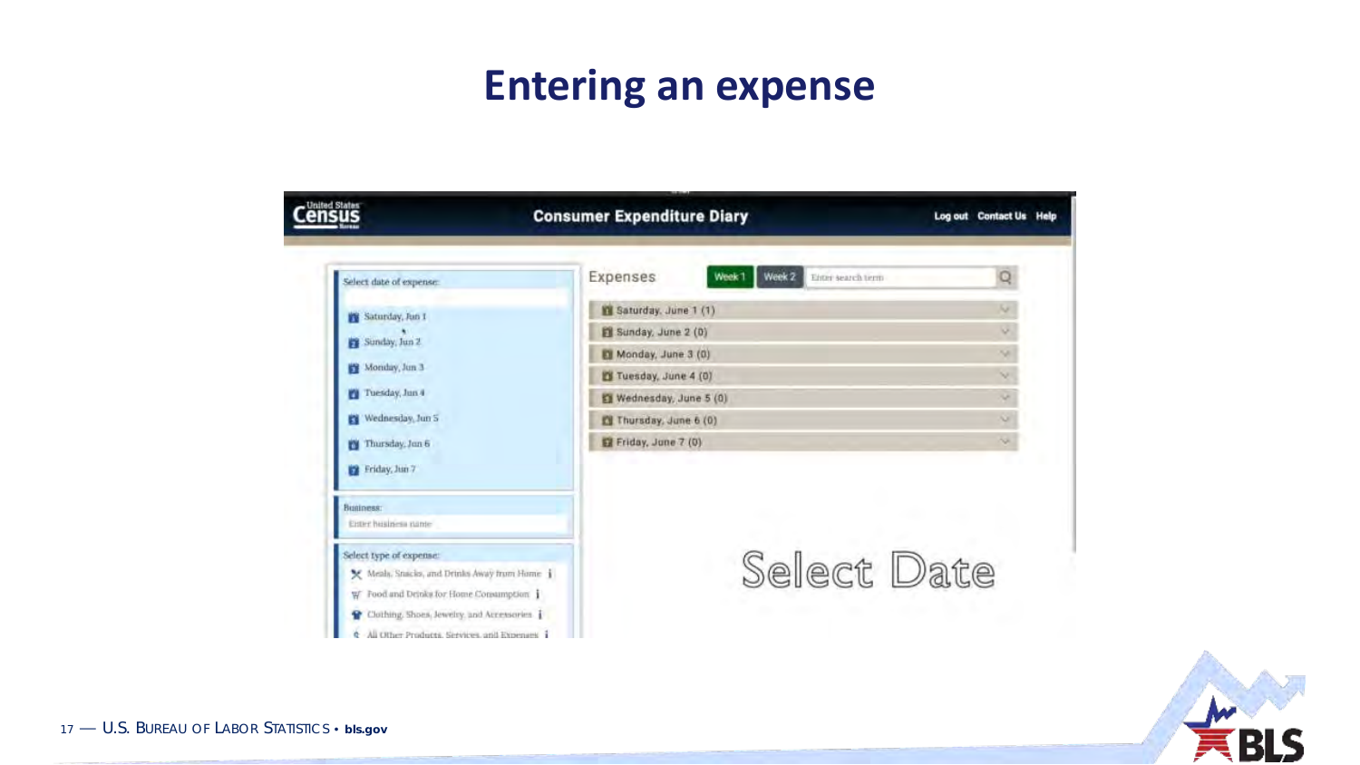# Entering an expense

Consumer Expenditure Diary

Log out Contact Us Help

Select date of expense:

- Saturday, Jun 1
- Sunday, Jun 2
- Monday, Jun 3
- Tuesday, Jun 4
- Wednesday, Jun 5
- Thursday, Jun 6
- Friday, Jun 7

Business:

Enter business name

Select type of expense:

- Meals, Snacks, and Drinks Away from Home
- Food and Drinks for Home Consumption
- Clothing, Shoes, Jewelry, and Accessories
- All Other Products, Services, and Expenses

Expenses Week 1 Week 2 Enter search term

- Saturday, June 1 (1)
- Sunday, June 2 (0)
- Monday, June 3 (0)
- Tuesday, June 4 (0)
- Wednesday, June 5 (0)
- Thursday, June 6 (0)
- Friday, June 7 (0)

Select Date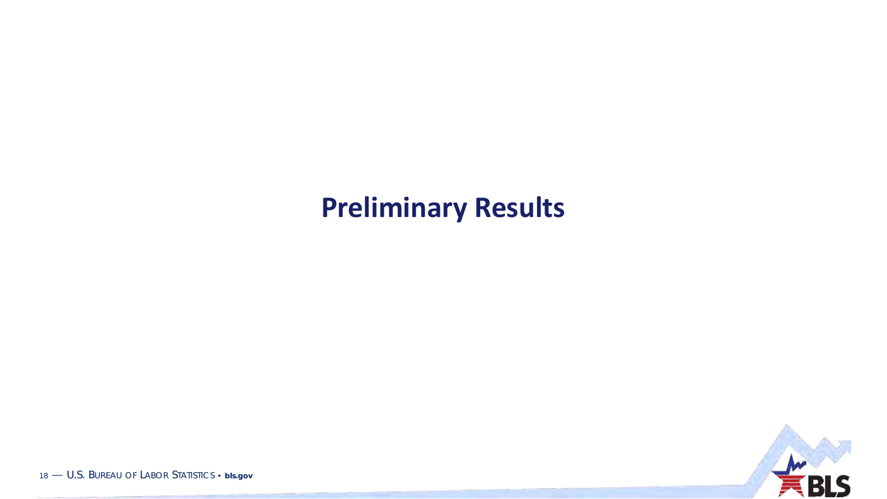# Preliminary Results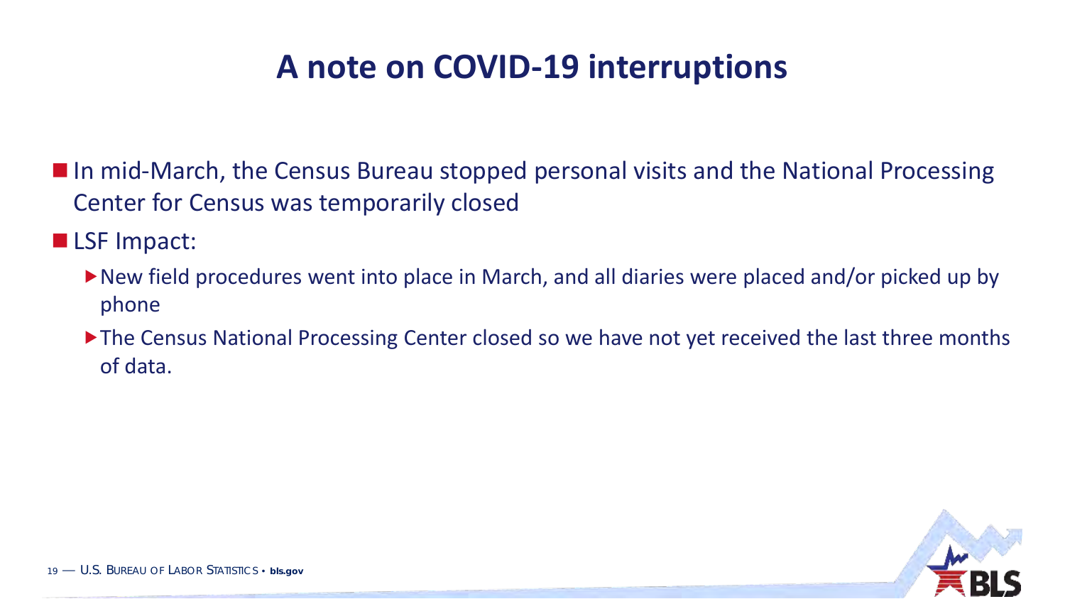# A note on COVID-19 interruptions

- In mid-March, the Census Bureau stopped personal visits and the National Processing Center for Census was temporarily closed
- LSF Impact:
  - New field procedures went into place in March, and all diaries were placed and/or picked up by phone
  - The Census National Processing Center closed so we have not yet received the last three months of data.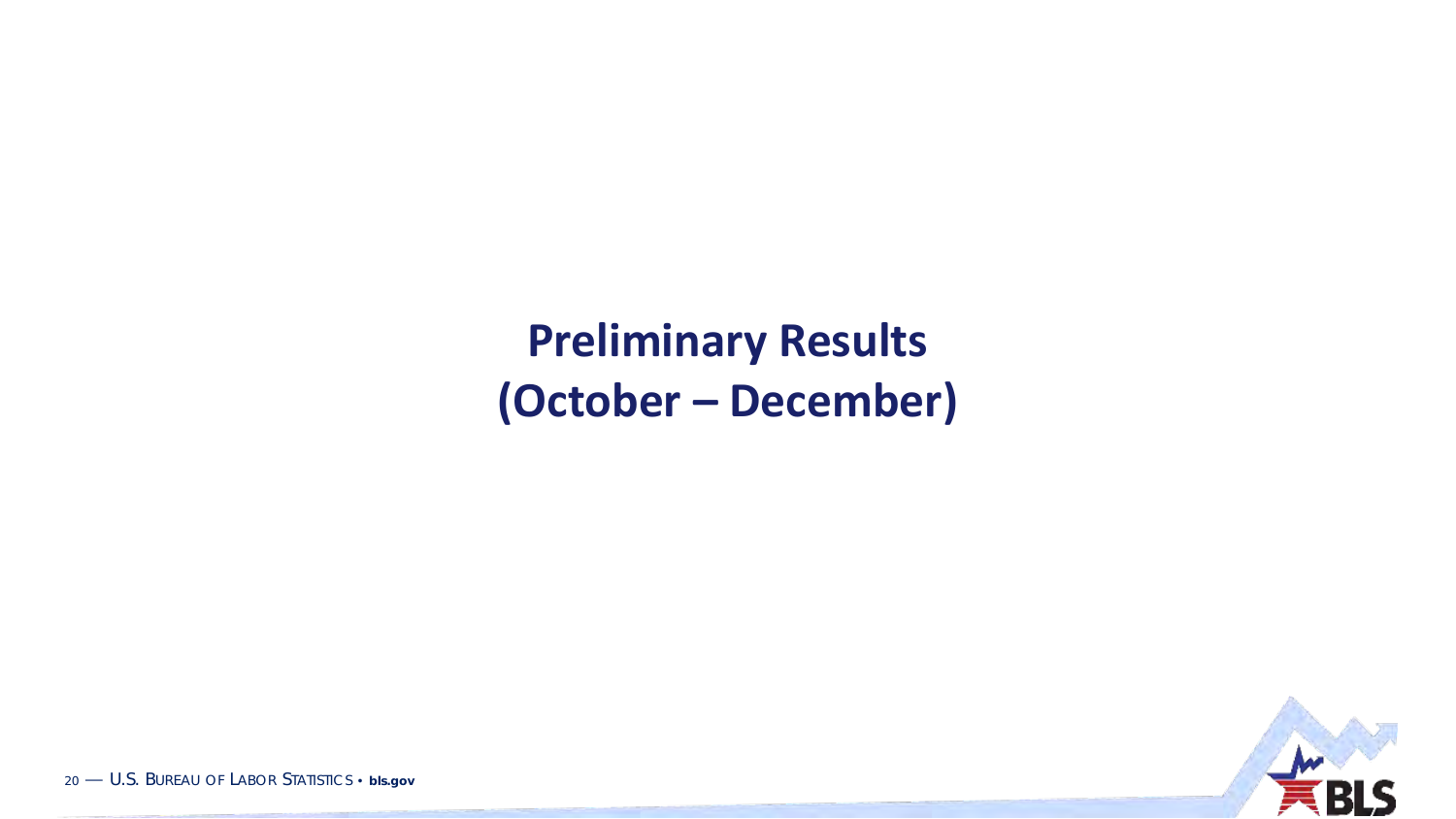# Preliminary Results (October – December)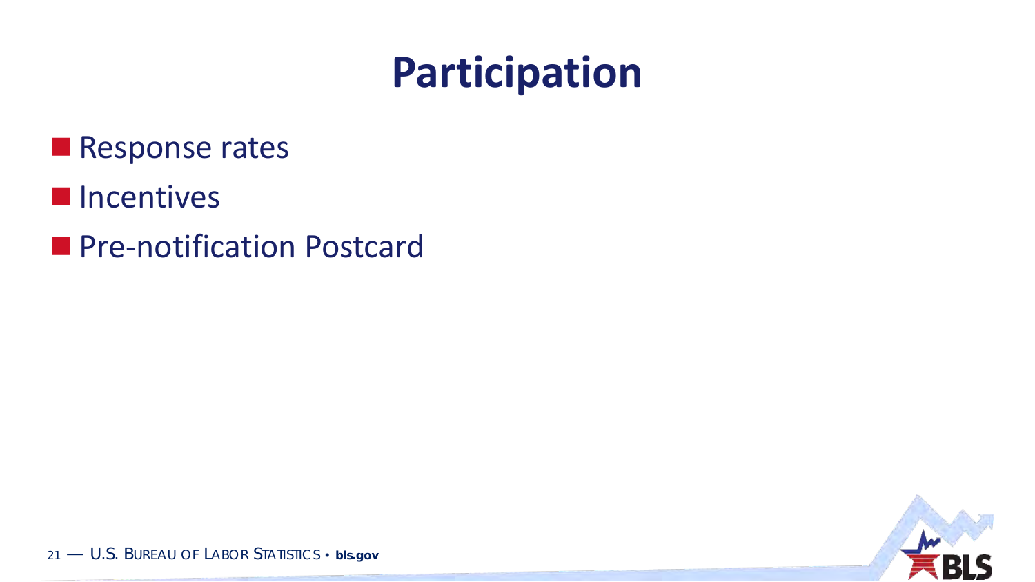# Participation

- Response rates
- Incentives
- Pre-notification Postcard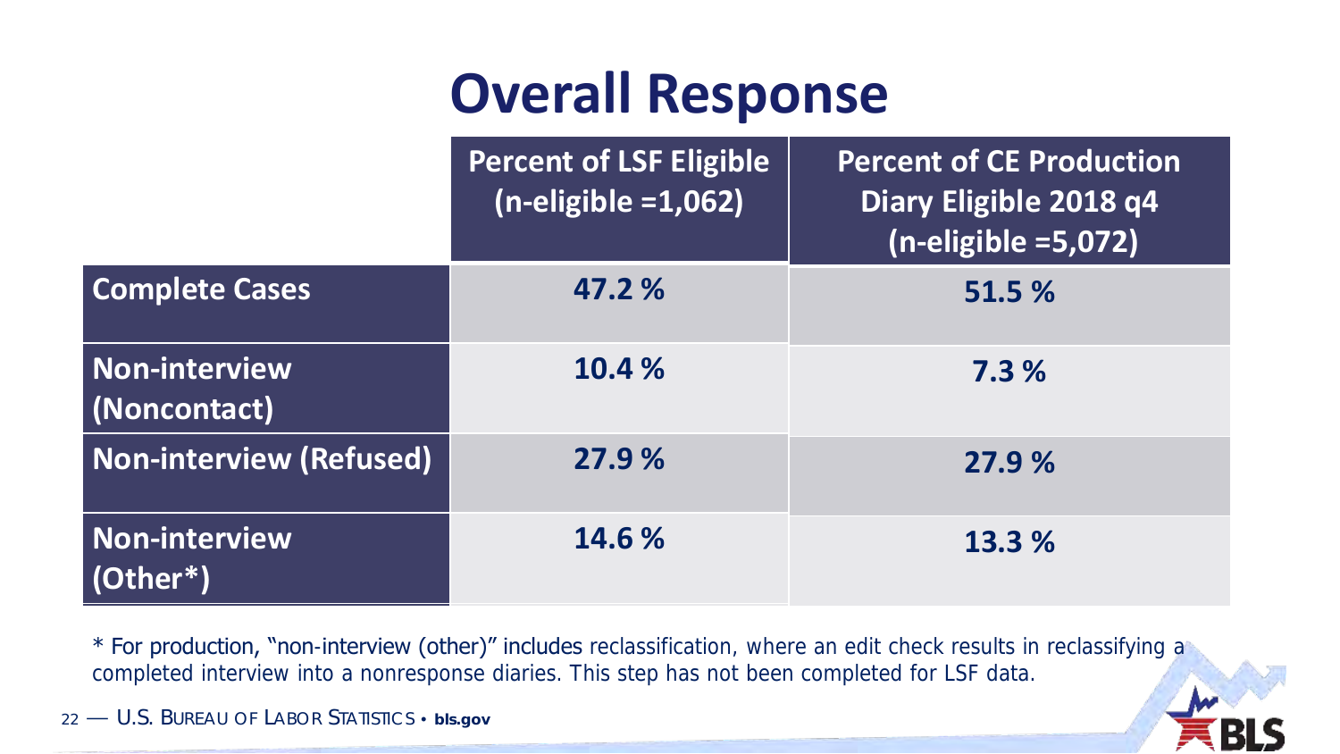# Overall Response

| | Percent of LSF Eligible (n-eligible =1,062) | Percent of CE Production Diary Eligible 2018 q4 (n-eligible =5,072) |
|---|---|---|
| **Complete Cases** | 47.2 % | 51.5 % |
| **Non-interview (Noncontact)** | 10.4 % | 7.3 % |
| **Non-interview (Refused)** | 27.9 % | 27.9 % |
| **Non-interview (Other*)** | 14.6 % | 13.3 % |

* For production, "non-interview (other)" includes reclassification, where an edit check results in reclassifying a completed interview into a nonresponse diaries. This step has not been completed for LSF data.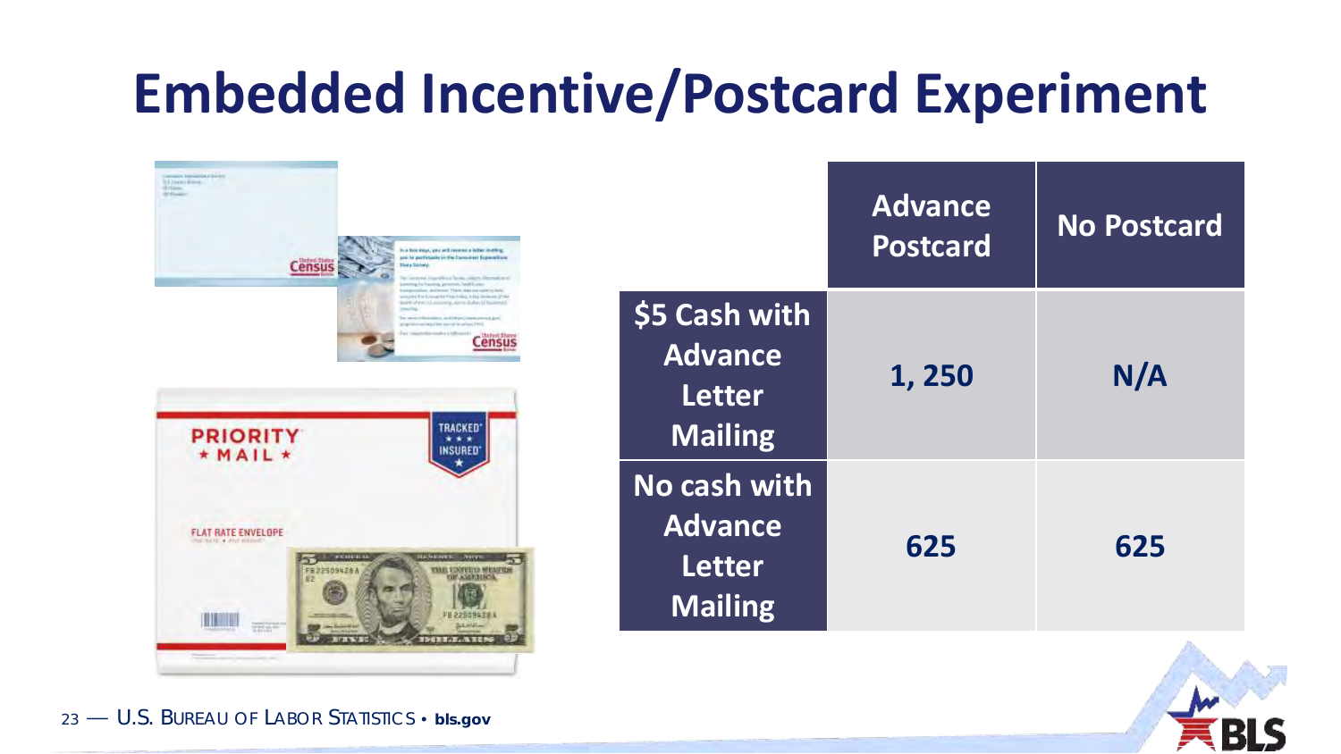# Embedded Incentive/Postcard Experiment

| | Advance Postcard | No Postcard |
|---|---|---|
| $5 Cash with Advance Letter Mailing | 1, 250 | N/A |
| No cash with Advance Letter Mailing | 625 | 625 |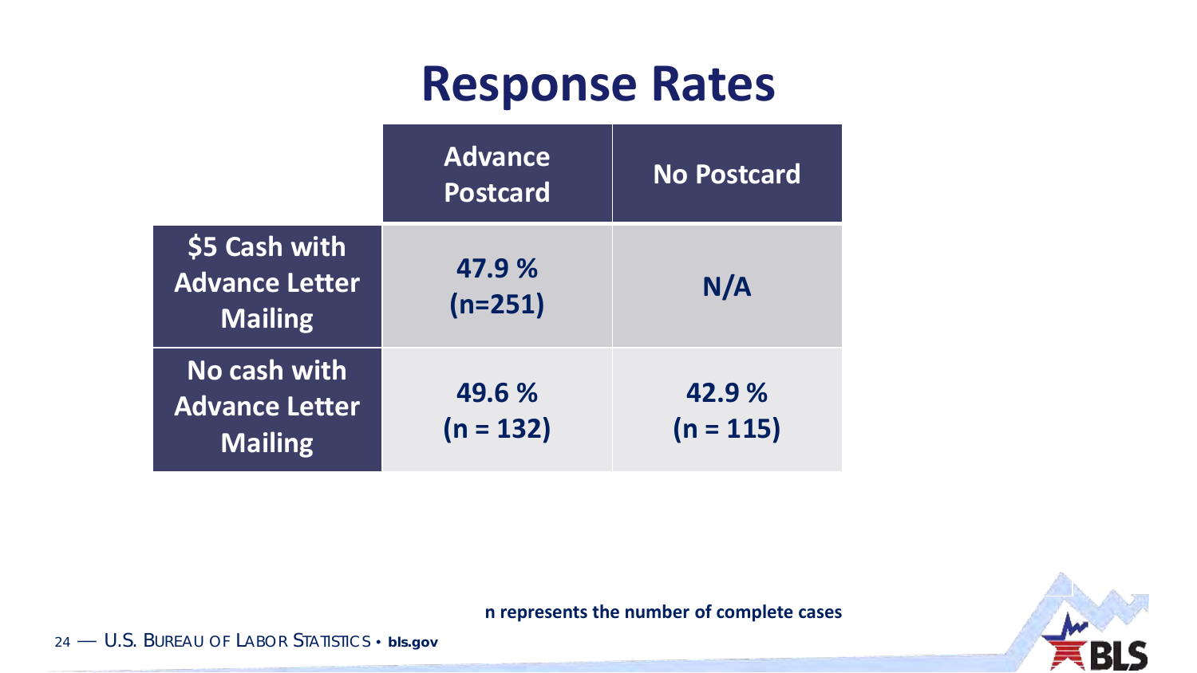# Response Rates

| | Advance Postcard | No Postcard |
|---|---|---|
| **$5 Cash with Advance Letter Mailing** | **47.9 % (n=251)** | **N/A** |
| **No cash with Advance Letter Mailing** | **49.6 % (n = 132)** | **42.9 % (n = 115)** |

**n represents the number of complete cases**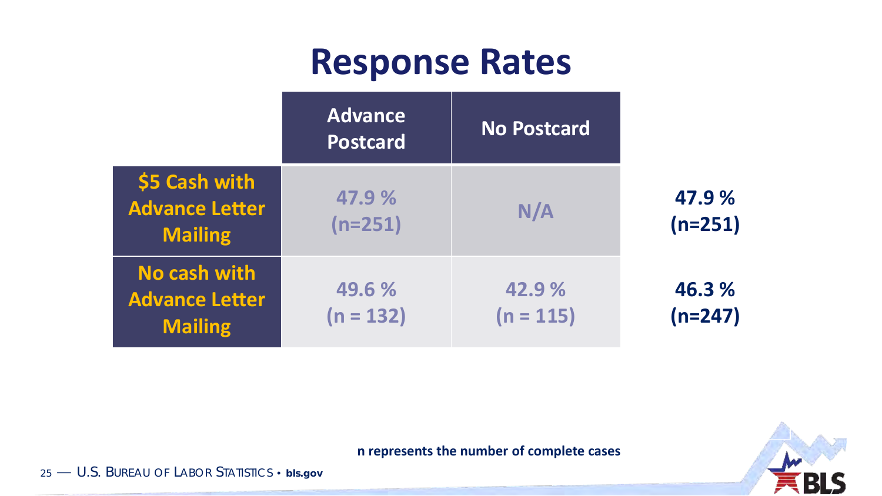# Response Rates

| | Advance Postcard | No Postcard | |
|---|---|---|---|
| $5 Cash with Advance Letter Mailing | 47.9 % (n=251) | N/A | 47.9 % (n=251) |
| No cash with Advance Letter Mailing | 49.6 % (n = 132) | 42.9 % (n = 115) | 46.3 % (n=247) |

n represents the number of complete cases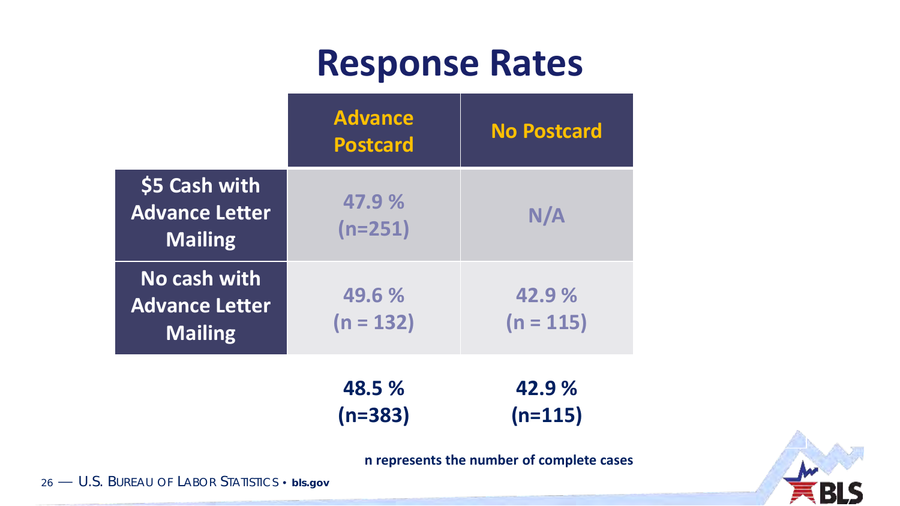# Response Rates

| | Advance Postcard | No Postcard |
|---|---|---|
| $5 Cash with Advance Letter Mailing | 47.9 % (n=251) | N/A |
| No cash with Advance Letter Mailing | 49.6 % (n = 132) | 42.9 % (n = 115) |
| | **48.5 % (n=383)** | **42.9 % (n=115)** |

**n represents the number of complete cases**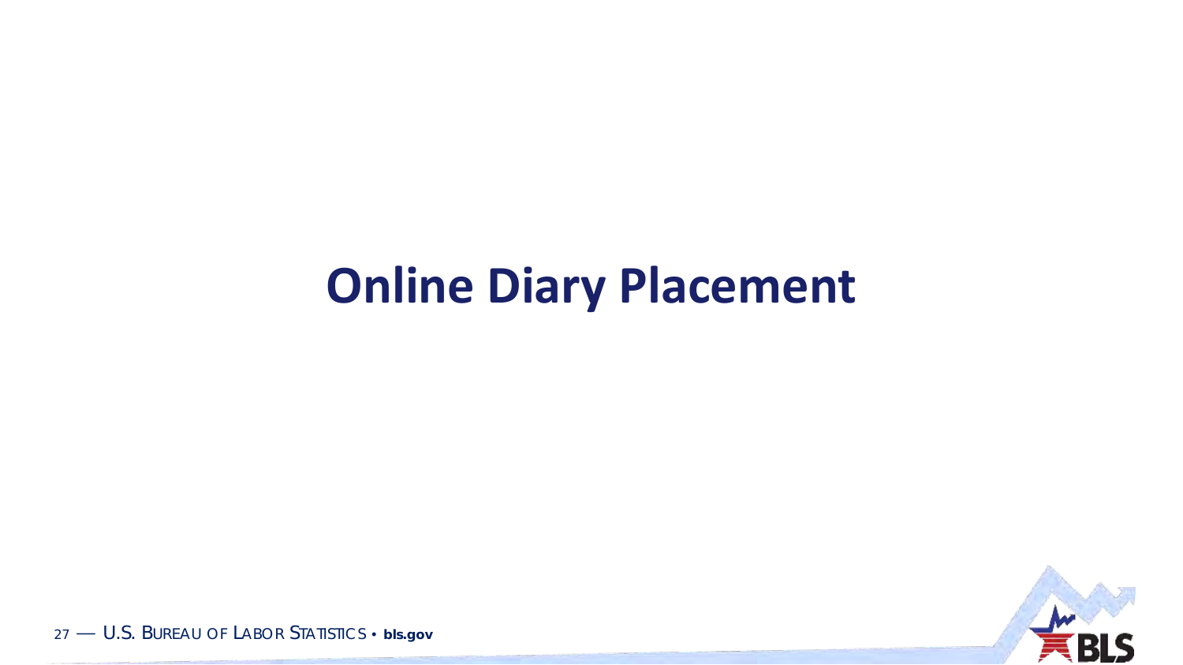# Online Diary Placement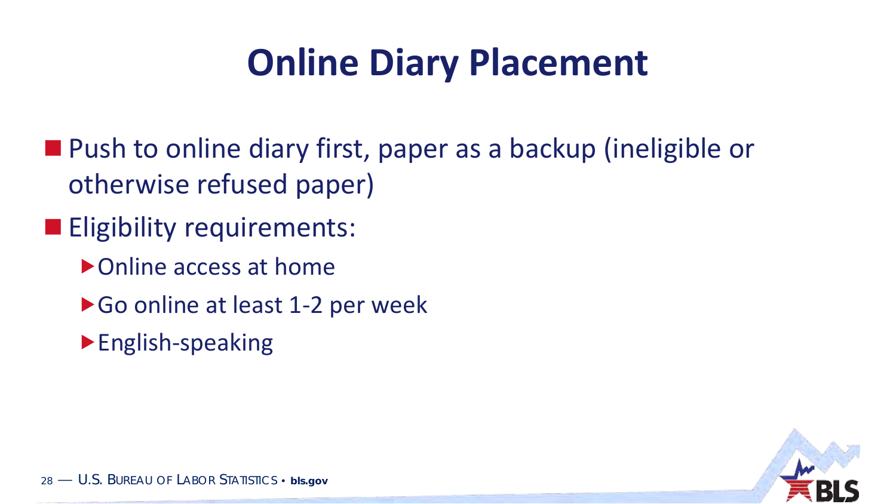# Online Diary Placement

- Push to online diary first, paper as a backup (ineligible or otherwise refused paper)
- Eligibility requirements:
  - Online access at home
  - Go online at least 1-2 per week
  - English-speaking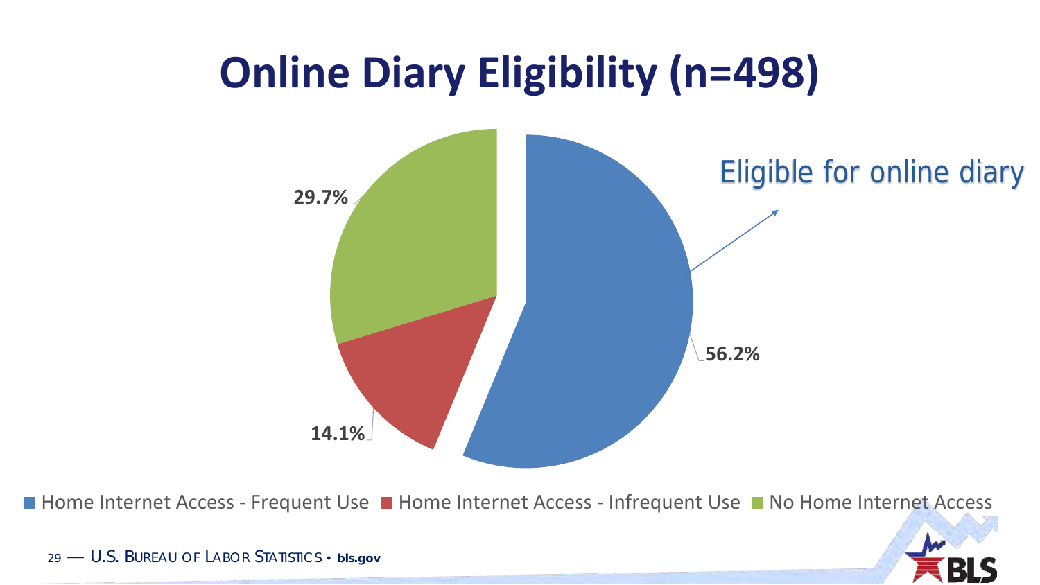# Online Diary Eligibility (n=498)

Eligible for online diary

| Category | Percent |
|---|---|
| Home Internet Access - Frequent Use | 56.2% |
| Home Internet Access - Infrequent Use | 14.1% |
| No Home Internet Access | 29.7% |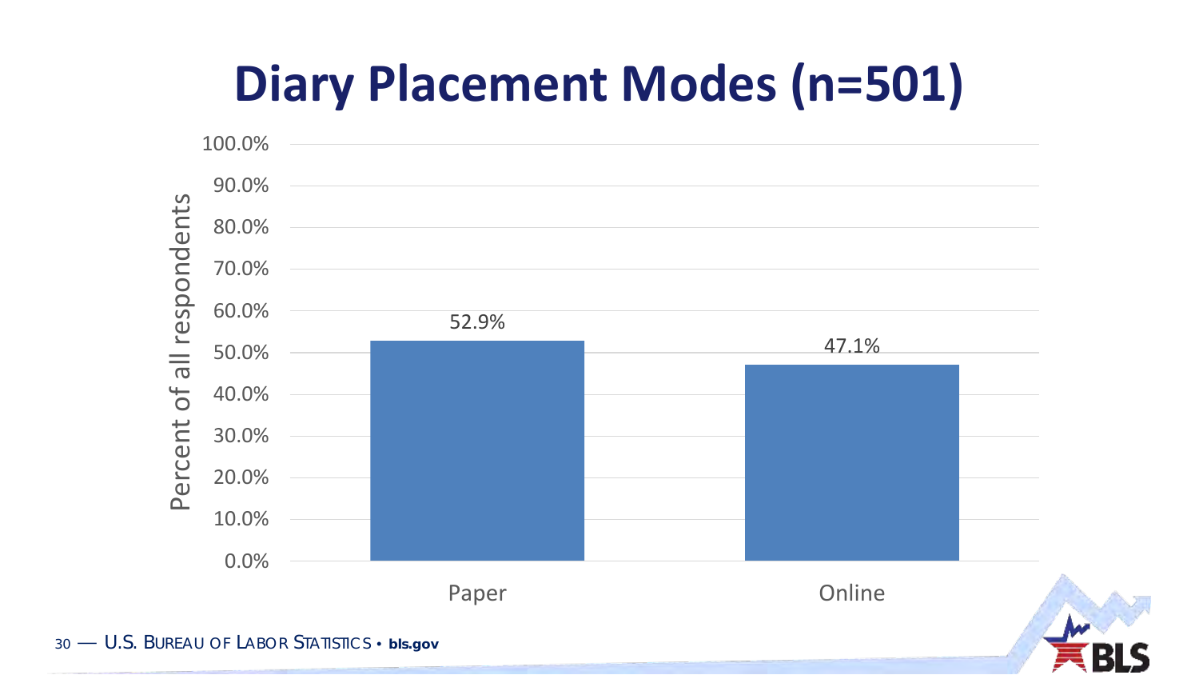# Diary Placement Modes (n=501)

| Mode | Percent of all respondents |
| --- | --- |
| Paper | 52.9% |
| Online | 47.1% |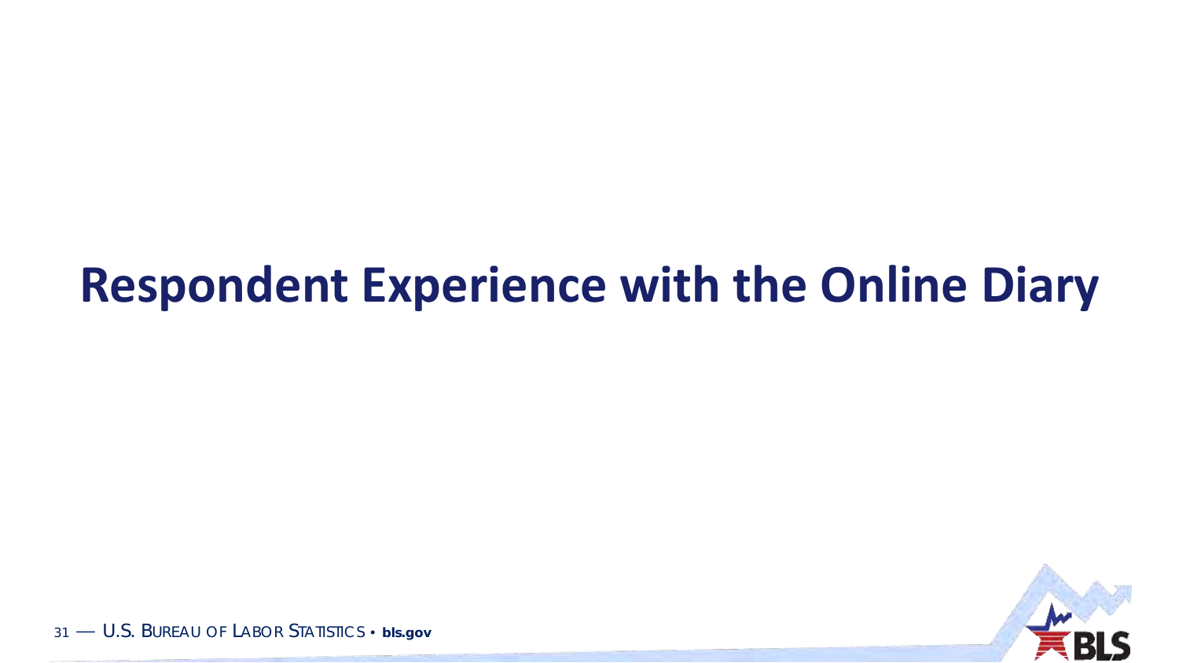# Respondent Experience with the Online Diary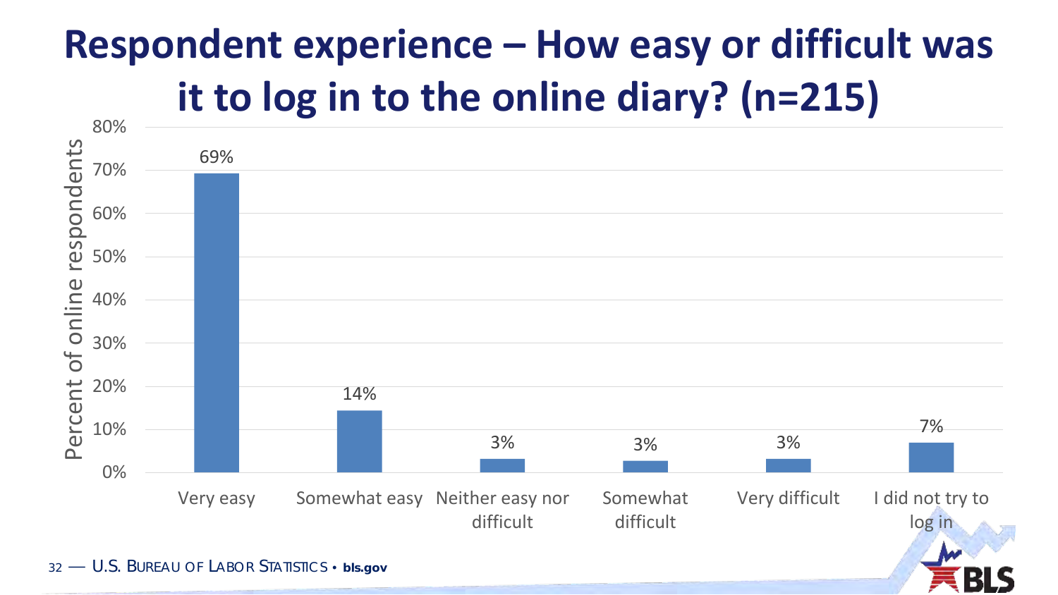# Respondent experience – How easy or difficult was it to log in to the online diary? (n=215)

| Response | Percent of online respondents |
|---|---|
| Very easy | 69% |
| Somewhat easy | 14% |
| Neither easy nor difficult | 3% |
| Somewhat difficult | 3% |
| Very difficult | 3% |
| I did not try to log in | 7% |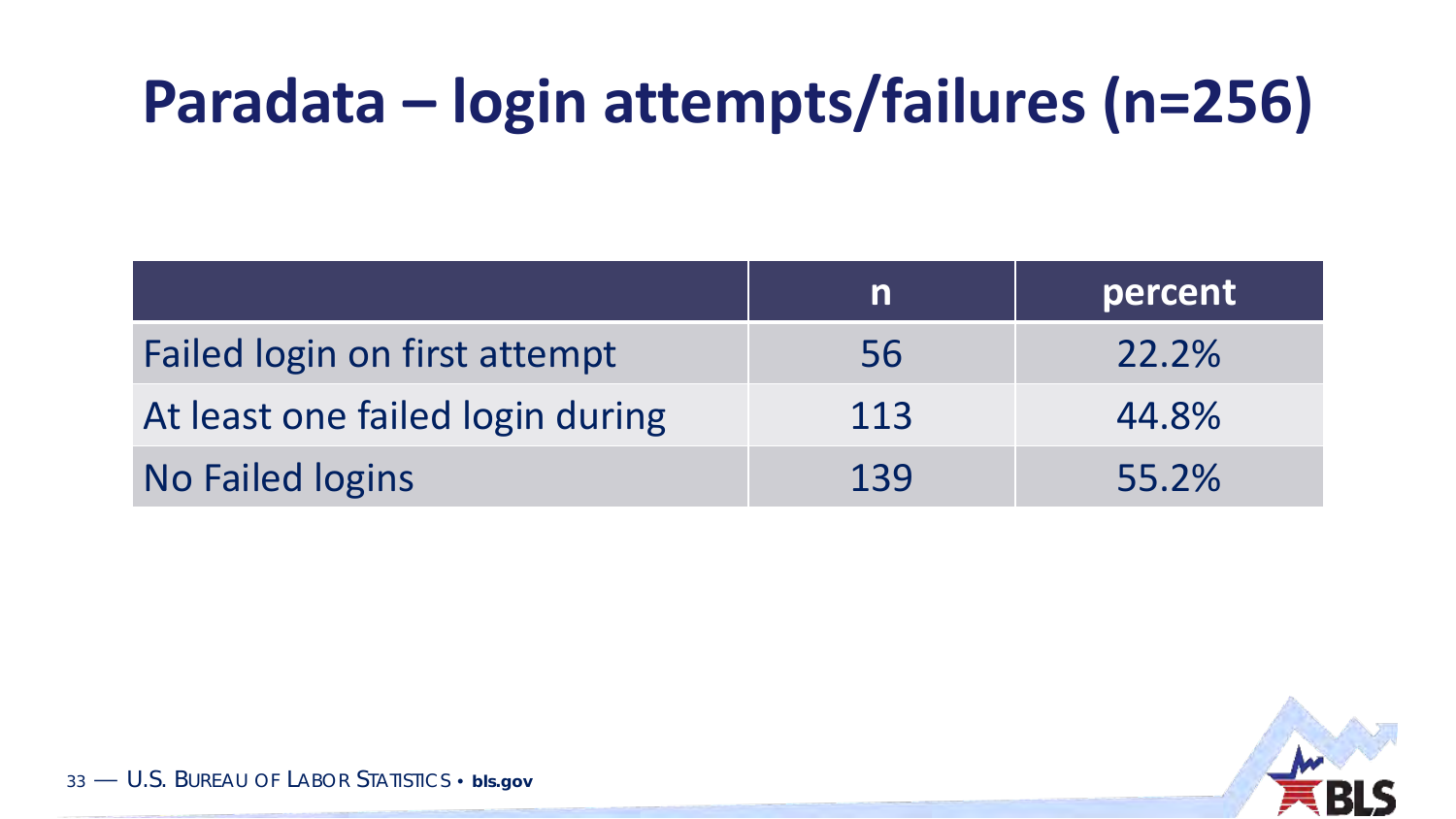# Paradata – login attempts/failures (n=256)

| | n | percent |
|---|---|---|
| Failed login on first attempt | 56 | 22.2% |
| At least one failed login during | 113 | 44.8% |
| No Failed logins | 139 | 55.2% |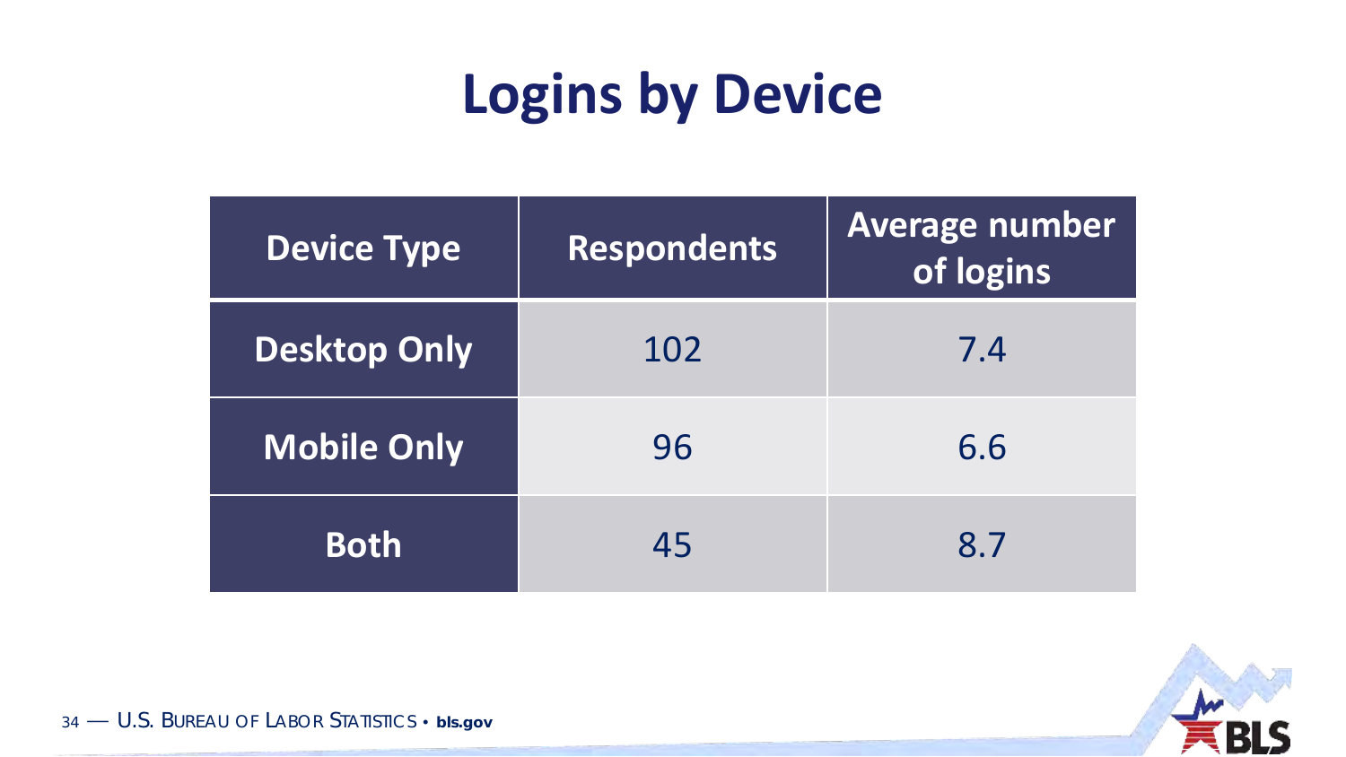# Logins by Device

| Device Type | Respondents | Average number of logins |
|---|---|---|
| Desktop Only | 102 | 7.4 |
| Mobile Only | 96 | 6.6 |
| Both | 45 | 8.7 |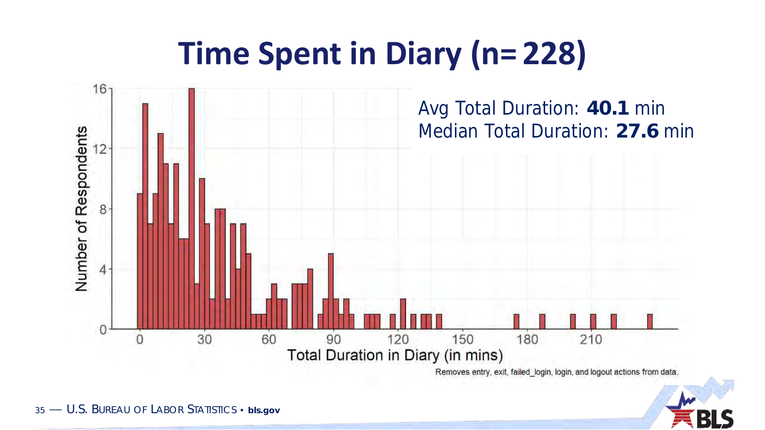# Time Spent in Diary (n= 228)

Avg Total Duration: **40.1** min
Median Total Duration: **27.6** min

Removes entry, exit, failed_login, login, and logout actions from data.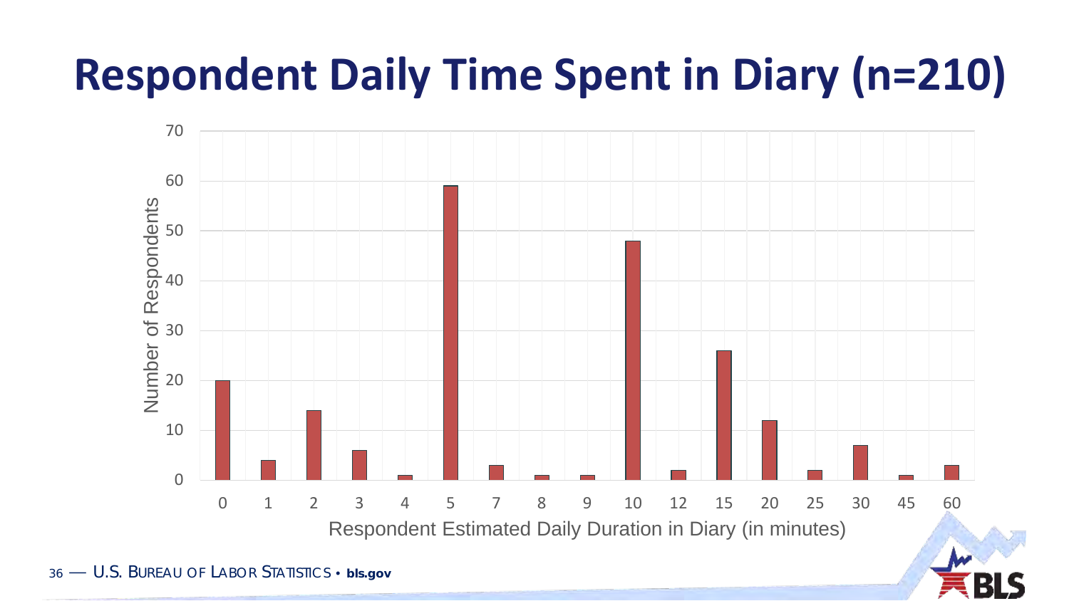# Respondent Daily Time Spent in Diary (n=210)

| Respondent Estimated Daily Duration in Diary (in minutes) | Number of Respondents |
|---|---|
| 0 | 20 |
| 1 | 4 |
| 2 | 14 |
| 3 | 6 |
| 4 | 1 |
| 5 | 59 |
| 7 | 3 |
| 8 | 1 |
| 9 | 1 |
| 10 | 48 |
| 12 | 2 |
| 15 | 26 |
| 20 | 12 |
| 25 | 2 |
| 30 | 7 |
| 45 | 1 |
| 60 | 3 |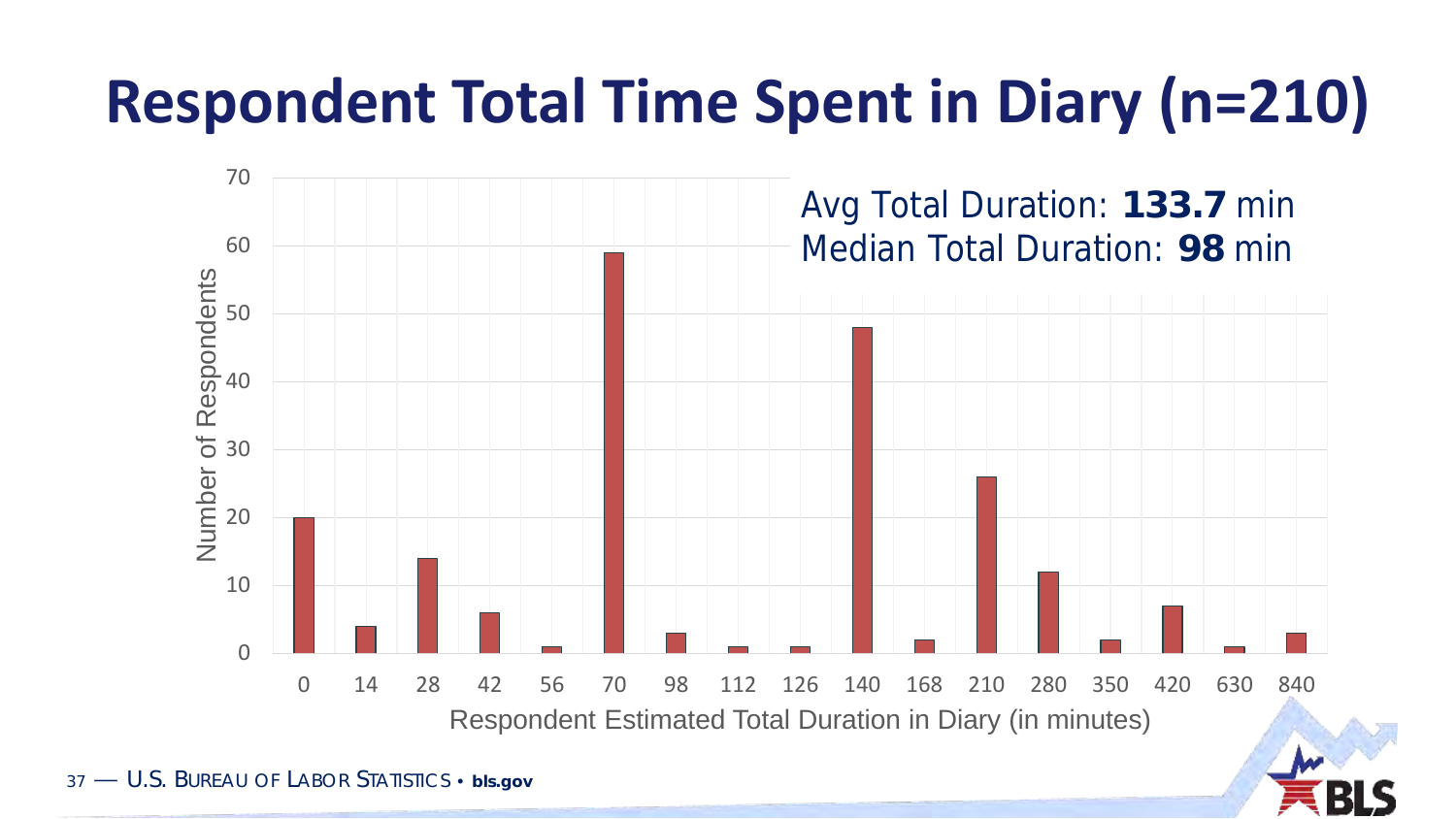# Respondent Total Time Spent in Diary (n=210)

Avg Total Duration: **133.7** min
Median Total Duration: **98** min

| Respondent Estimated Total Duration in Diary (in minutes) | Number of Respondents |
|---|---|
| 0 | 20 |
| 14 | 4 |
| 28 | 14 |
| 42 | 6 |
| 56 | 1 |
| 70 | 59 |
| 98 | 3 |
| 112 | 1 |
| 126 | 1 |
| 140 | 48 |
| 168 | 2 |
| 210 | 26 |
| 280 | 12 |
| 350 | 2 |
| 420 | 7 |
| 630 | 1 |
| 840 | 3 |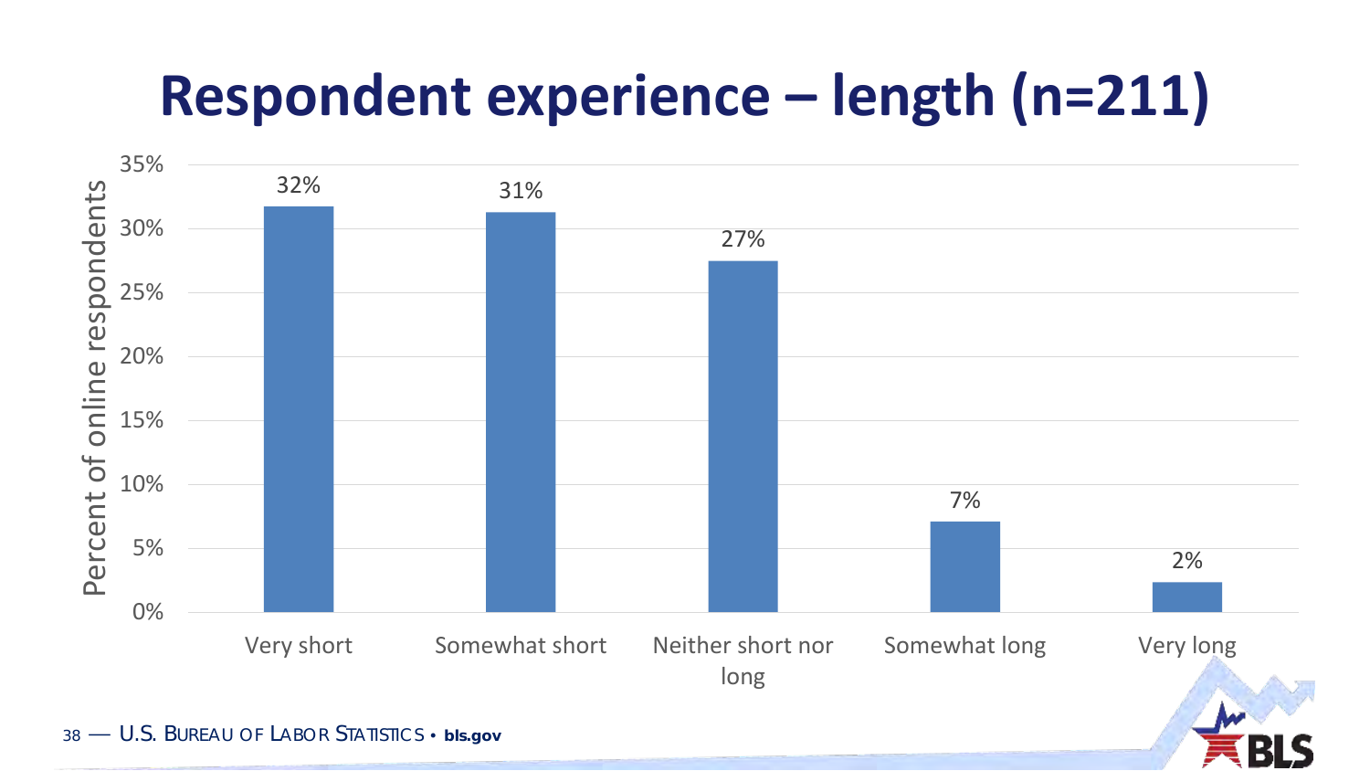# Respondent experience – length (n=211)

| Response | Percent of online respondents |
|---|---|
| Very short | 32% |
| Somewhat short | 31% |
| Neither short nor long | 27% |
| Somewhat long | 7% |
| Very long | 2% |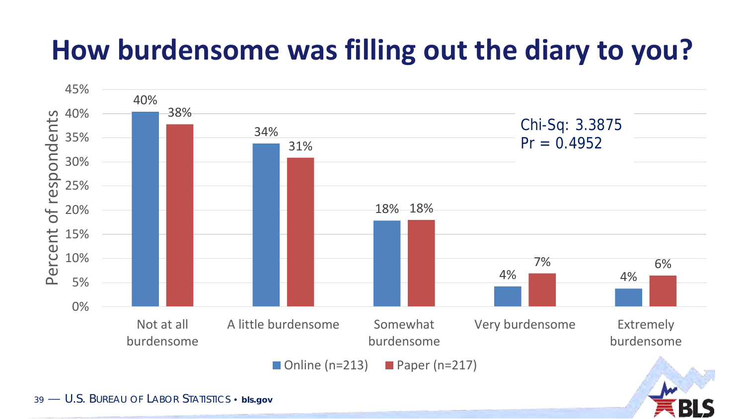# How burdensome was filling out the diary to you?

| | Online (n=213) | Paper (n=217) |
|---|---|---|
| Not at all burdensome | 40% | 38% |
| A little burdensome | 34% | 31% |
| Somewhat burdensome | 18% | 18% |
| Very burdensome | 4% | 7% |
| Extremely burdensome | 4% | 6% |

Chi-Sq: 3.3875
Pr = 0.4952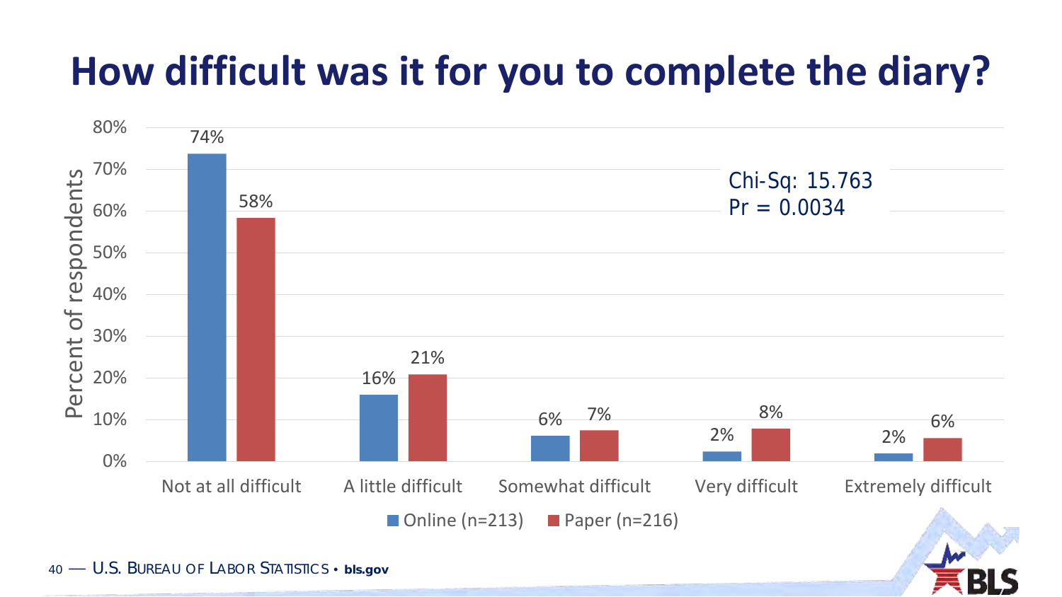# How difficult was it for you to complete the diary?

| Response | Online (n=213) | Paper (n=216) |
|---|---|---|
| Not at all difficult | 74% | 58% |
| A little difficult | 16% | 21% |
| Somewhat difficult | 6% | 7% |
| Very difficult | 2% | 8% |
| Extremely difficult | 2% | 6% |

Chi-Sq: 15.763
Pr = 0.0034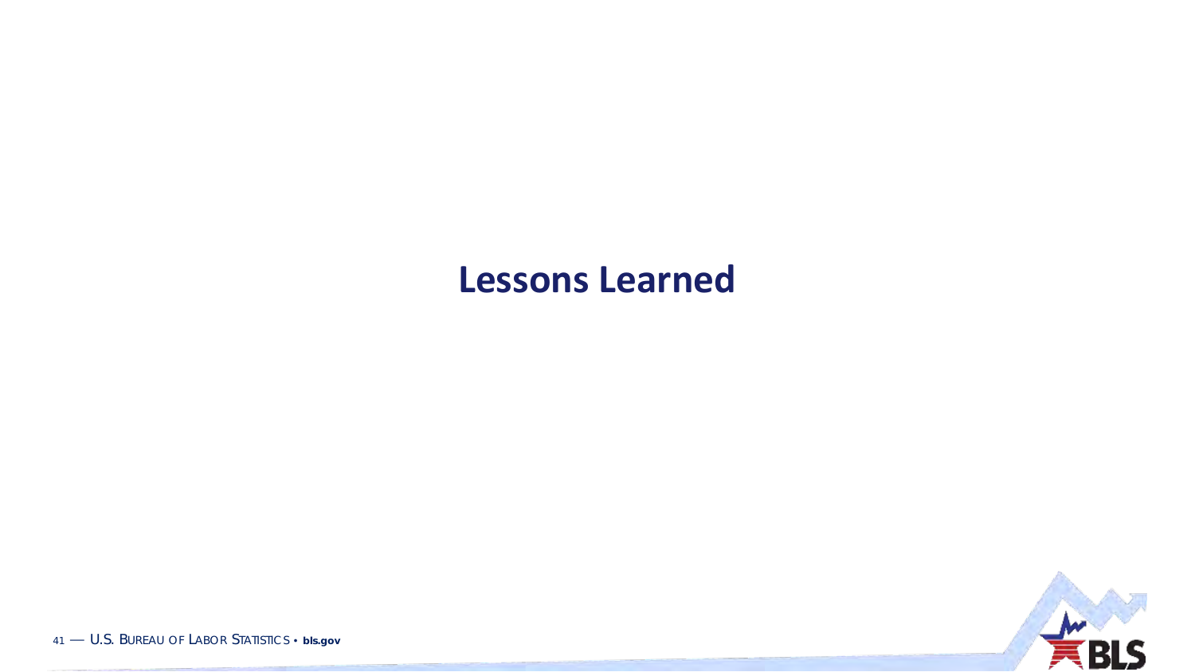# Lessons Learned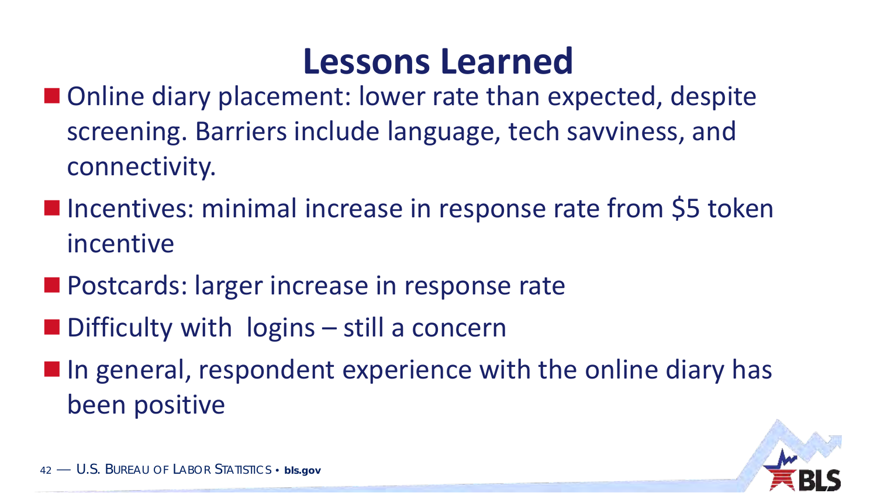# Lessons Learned

- Online diary placement: lower rate than expected, despite screening. Barriers include language, tech savviness, and connectivity.
- Incentives: minimal increase in response rate from $5 token incentive
- Postcards: larger increase in response rate
- Difficulty with logins – still a concern
- In general, respondent experience with the online diary has been positive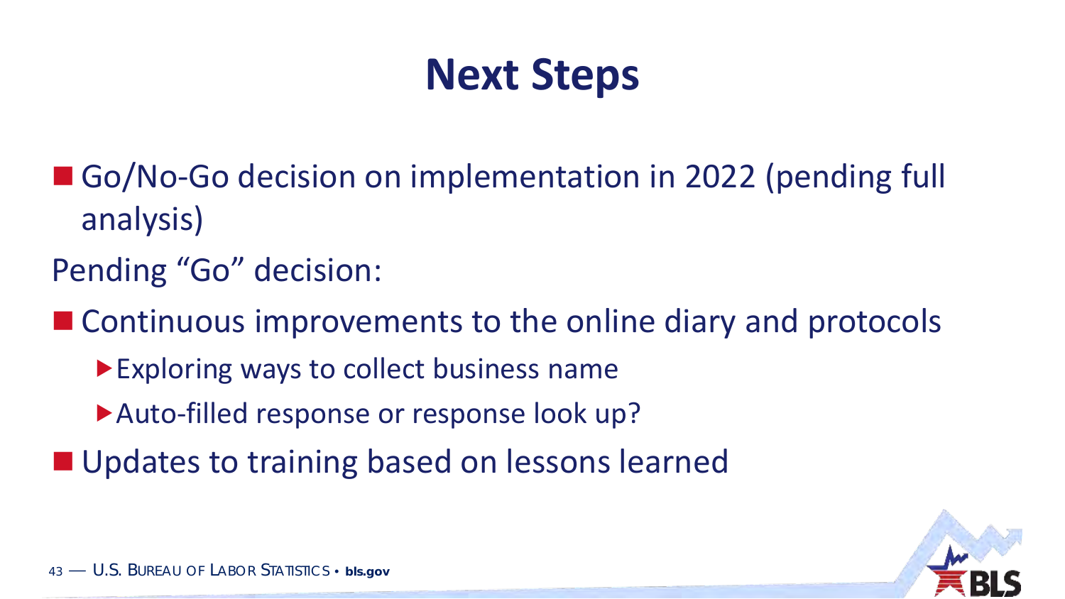# Next Steps

- Go/No-Go decision on implementation in 2022 (pending full analysis)

Pending “Go” decision:

- Continuous improvements to the online diary and protocols
  - Exploring ways to collect business name
  - Auto-filled response or response look up?
- Updates to training based on lessons learned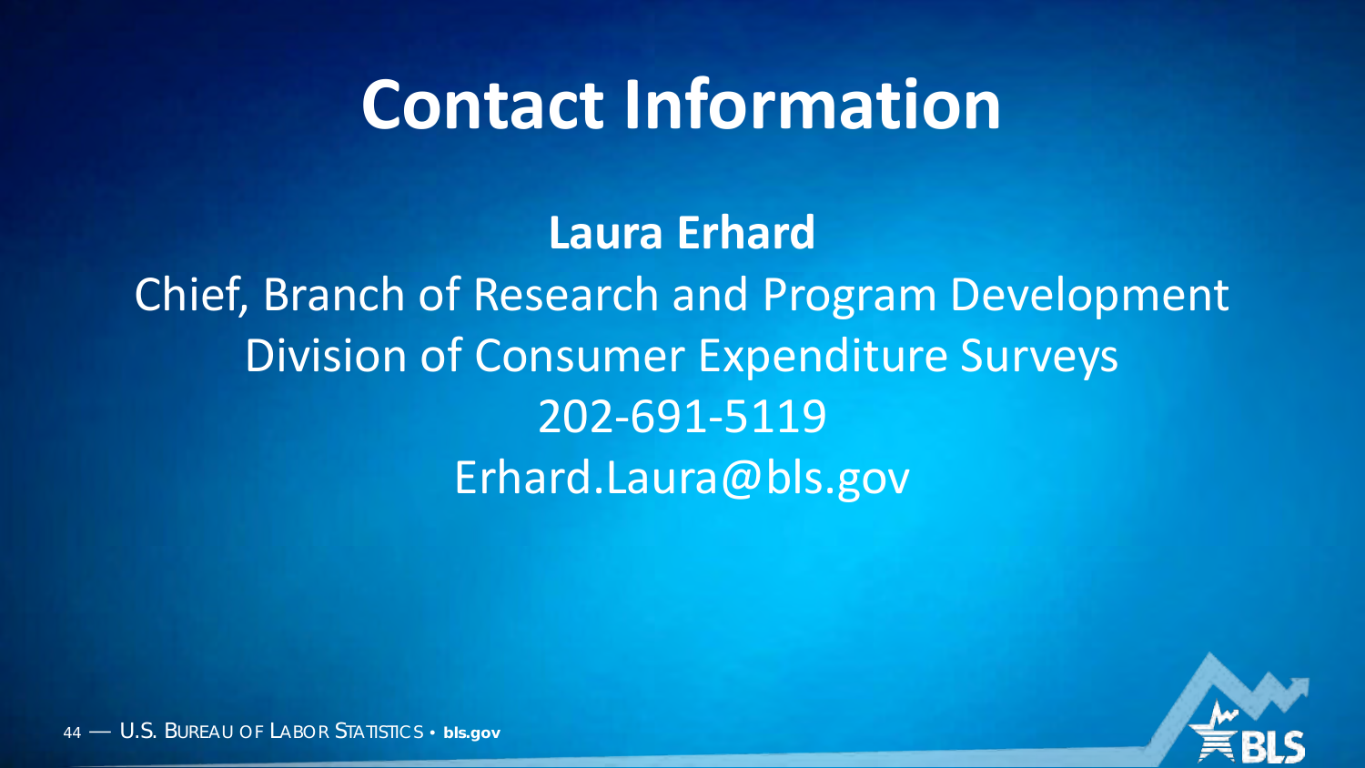# Contact Information

**Laura Erhard**

Chief, Branch of Research and Program Development

Division of Consumer Expenditure Surveys

202-691-5119

Erhard.Laura@bls.gov